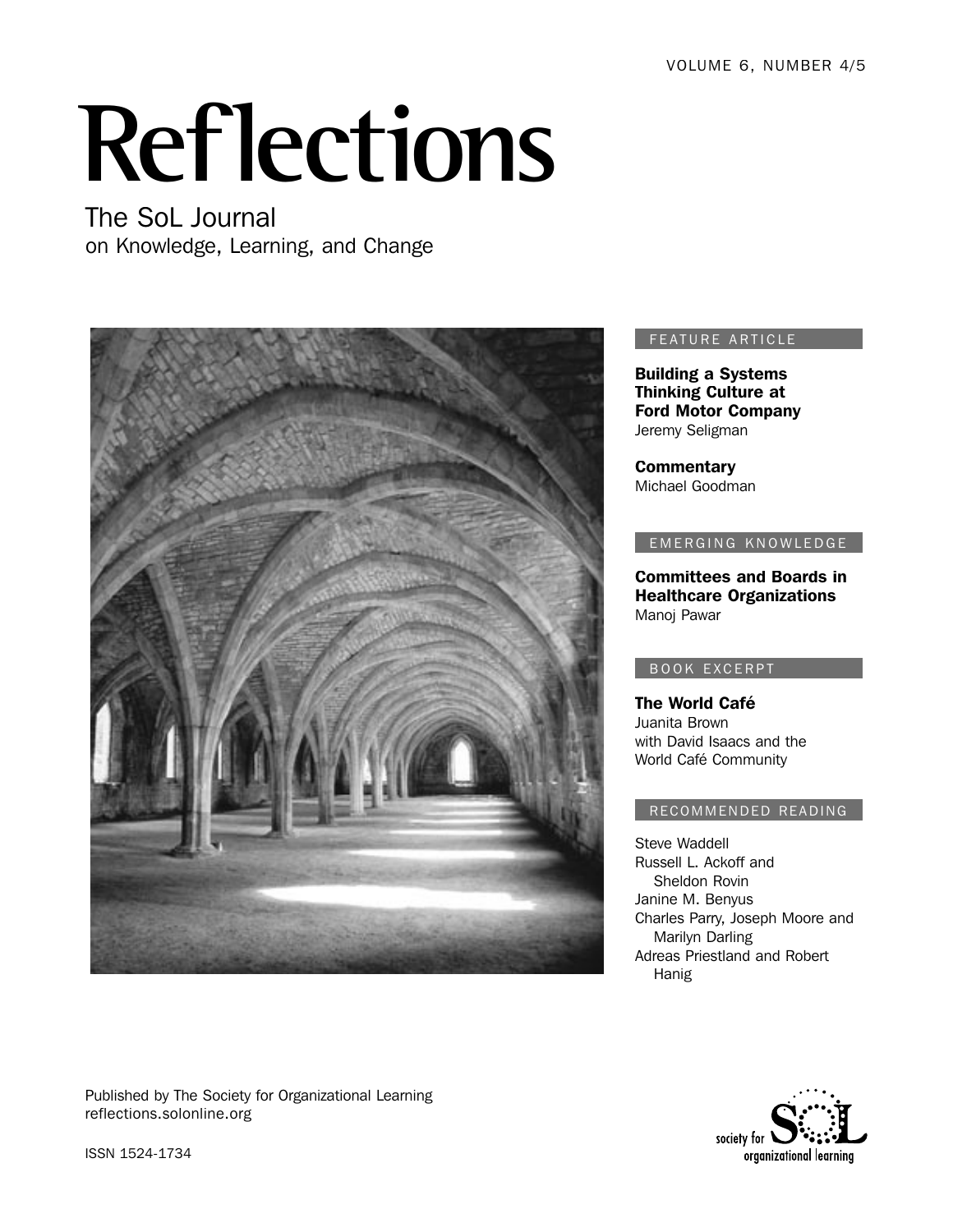VOLUME 6, NUMBER 4/5

# Reflections

## The SoL Journal
on Knowledge, Learning, and Change

FEATURE ARTICLE

**Building a Systems Thinking Culture at Ford Motor Company**
Jeremy Seligman

**Commentary**
Michael Goodman

EMERGING KNOWLEDGE

**Committees and Boards in Healthcare Organizations**
Manoj Pawar

BOOK EXCERPT

**The World Café**
Juanita Brown
with David Isaacs and the World Café Community

RECOMMENDED READING

Steve Waddell
Russell L. Ackoff and Sheldon Rovin
Janine M. Benyus
Charles Parry, Joseph Moore and Marilyn Darling
Adreas Priestland and Robert Hanig

Published by The Society for Organizational Learning
reflections.solonline.org

ISSN 1524-1734

society for SoL organizational learning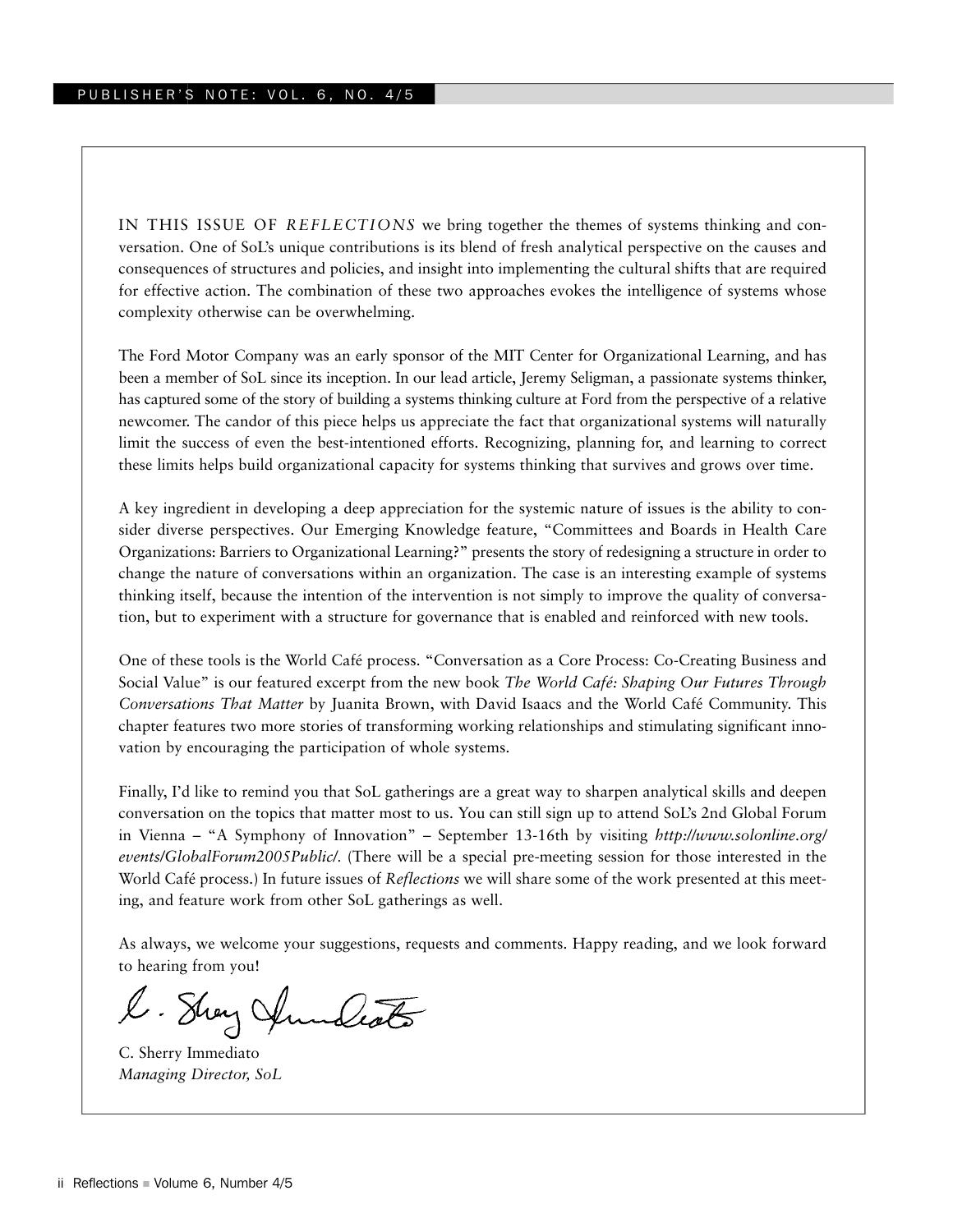## PUBLISHER'S NOTE: VOL. 6, NO. 4/5

IN THIS ISSUE OF *REFLECTIONS* we bring together the themes of systems thinking and conversation. One of SoL's unique contributions is its blend of fresh analytical perspective on the causes and consequences of structures and policies, and insight into implementing the cultural shifts that are required for effective action. The combination of these two approaches evokes the intelligence of systems whose complexity otherwise can be overwhelming.

The Ford Motor Company was an early sponsor of the MIT Center for Organizational Learning, and has been a member of SoL since its inception. In our lead article, Jeremy Seligman, a passionate systems thinker, has captured some of the story of building a systems thinking culture at Ford from the perspective of a relative newcomer. The candor of this piece helps us appreciate the fact that organizational systems will naturally limit the success of even the best-intentioned efforts. Recognizing, planning for, and learning to correct these limits helps build organizational capacity for systems thinking that survives and grows over time.

A key ingredient in developing a deep appreciation for the systemic nature of issues is the ability to consider diverse perspectives. Our Emerging Knowledge feature, "Committees and Boards in Health Care Organizations: Barriers to Organizational Learning?" presents the story of redesigning a structure in order to change the nature of conversations within an organization. The case is an interesting example of systems thinking itself, because the intention of the intervention is not simply to improve the quality of conversation, but to experiment with a structure for governance that is enabled and reinforced with new tools.

One of these tools is the World Café process. "Conversation as a Core Process: Co-Creating Business and Social Value" is our featured excerpt from the new book *The World Café: Shaping Our Futures Through Conversations That Matter* by Juanita Brown, with David Isaacs and the World Café Community. This chapter features two more stories of transforming working relationships and stimulating significant innovation by encouraging the participation of whole systems.

Finally, I'd like to remind you that SoL gatherings are a great way to sharpen analytical skills and deepen conversation on the topics that matter most to us. You can still sign up to attend SoL's 2nd Global Forum in Vienna – "A Symphony of Innovation" – September 13-16th by visiting *http://www.solonline.org/events/GlobalForum2005Public/.* (There will be a special pre-meeting session for those interested in the World Café process.) In future issues of *Reflections* we will share some of the work presented at this meeting, and feature work from other SoL gatherings as well.

As always, we welcome your suggestions, requests and comments. Happy reading, and we look forward to hearing from you!

C. Sherry Immediato
*Managing Director, SoL*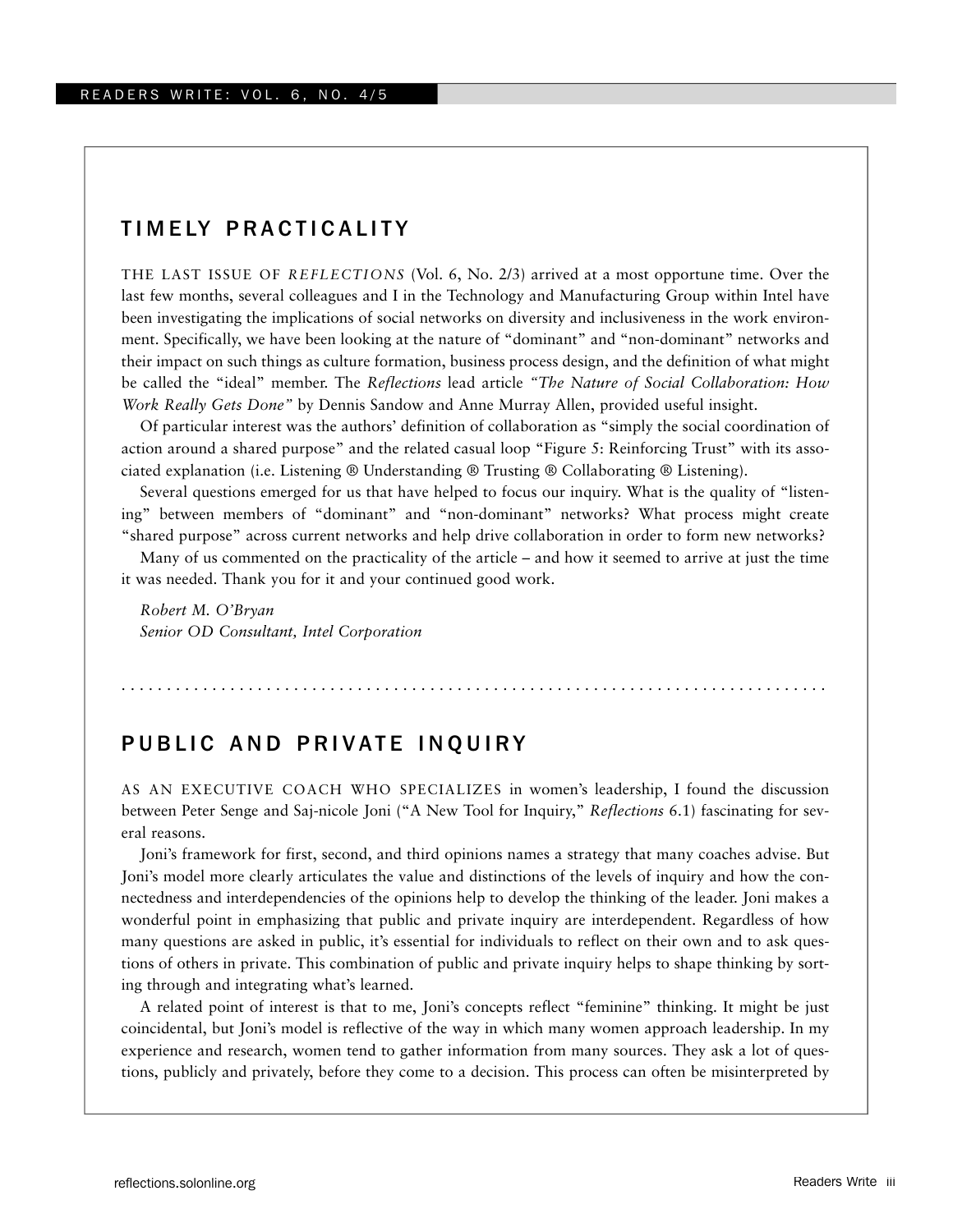## TIMELY PRACTICALITY

THE LAST ISSUE OF *REFLECTIONS* (Vol. 6, No. 2/3) arrived at a most opportune time. Over the last few months, several colleagues and I in the Technology and Manufacturing Group within Intel have been investigating the implications of social networks on diversity and inclusiveness in the work environment. Specifically, we have been looking at the nature of "dominant" and "non-dominant" networks and their impact on such things as culture formation, business process design, and the definition of what might be called the "ideal" member. The *Reflections* lead article *"The Nature of Social Collaboration: How Work Really Gets Done"* by Dennis Sandow and Anne Murray Allen, provided useful insight.

Of particular interest was the authors' definition of collaboration as "simply the social coordination of action around a shared purpose" and the related casual loop "Figure 5: Reinforcing Trust" with its associated explanation (i.e. Listening ® Understanding ® Trusting ® Collaborating ® Listening).

Several questions emerged for us that have helped to focus our inquiry. What is the quality of "listening" between members of "dominant" and "non-dominant" networks? What process might create "shared purpose" across current networks and help drive collaboration in order to form new networks?

Many of us commented on the practicality of the article – and how it seemed to arrive at just the time it was needed. Thank you for it and your continued good work.

*Robert M. O'Bryan*
*Senior OD Consultant, Intel Corporation*

## PUBLIC AND PRIVATE INQUIRY

AS AN EXECUTIVE COACH WHO SPECIALIZES in women's leadership, I found the discussion between Peter Senge and Saj-nicole Joni ("A New Tool for Inquiry," *Reflections* 6.1) fascinating for several reasons.

Joni's framework for first, second, and third opinions names a strategy that many coaches advise. But Joni's model more clearly articulates the value and distinctions of the levels of inquiry and how the connectedness and interdependencies of the opinions help to develop the thinking of the leader. Joni makes a wonderful point in emphasizing that public and private inquiry are interdependent. Regardless of how many questions are asked in public, it's essential for individuals to reflect on their own and to ask questions of others in private. This combination of public and private inquiry helps to shape thinking by sorting through and integrating what's learned.

A related point of interest is that to me, Joni's concepts reflect "feminine" thinking. It might be just coincidental, but Joni's model is reflective of the way in which many women approach leadership. In my experience and research, women tend to gather information from many sources. They ask a lot of questions, publicly and privately, before they come to a decision. This process can often be misinterpreted by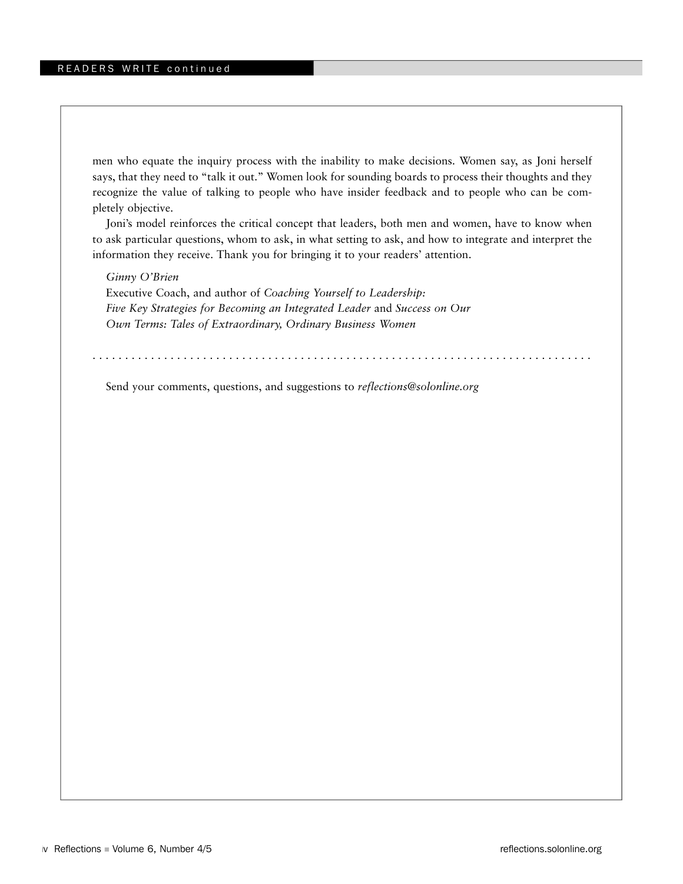men who equate the inquiry process with the inability to make decisions. Women say, as Joni herself says, that they need to "talk it out." Women look for sounding boards to process their thoughts and they recognize the value of talking to people who have insider feedback and to people who can be completely objective.

Joni's model reinforces the critical concept that leaders, both men and women, have to know when to ask particular questions, whom to ask, in what setting to ask, and how to integrate and interpret the information they receive. Thank you for bringing it to your readers' attention.

*Ginny O'Brien*
Executive Coach, and author of *Coaching Yourself to Leadership: Five Key Strategies for Becoming an Integrated Leader* and *Success on Our Own Terms: Tales of Extraordinary, Ordinary Business Women*

---

Send your comments, questions, and suggestions to *reflections@solonline.org*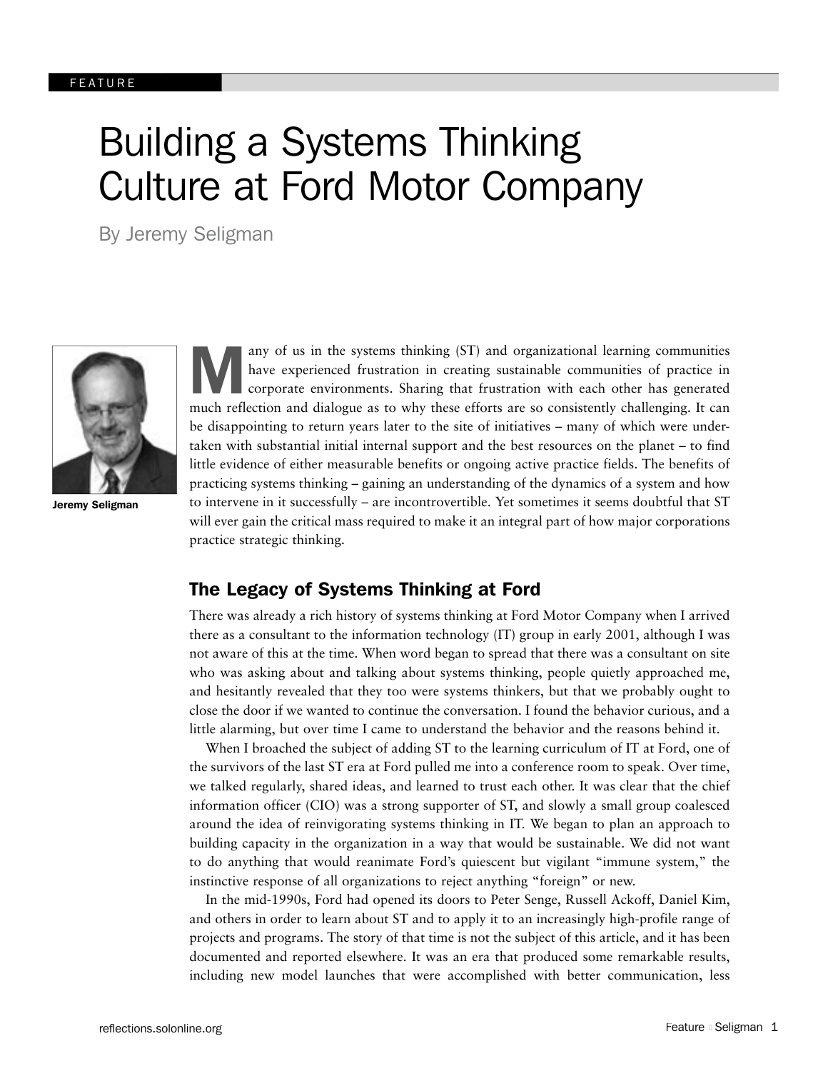FEATURE

# Building a Systems Thinking Culture at Ford Motor Company

By Jeremy Seligman

Jeremy Seligman

Many of us in the systems thinking (ST) and organizational learning communities have experienced frustration in creating sustainable communities of practice in corporate environments. Sharing that frustration with each other has generated much reflection and dialogue as to why these efforts are so consistently challenging. It can be disappointing to return years later to the site of initiatives – many of which were undertaken with substantial initial internal support and the best resources on the planet – to find little evidence of either measurable benefits or ongoing active practice fields. The benefits of practicing systems thinking – gaining an understanding of the dynamics of a system and how to intervene in it successfully – are incontrovertible. Yet sometimes it seems doubtful that ST will ever gain the critical mass required to make it an integral part of how major corporations practice strategic thinking.

## The Legacy of Systems Thinking at Ford

There was already a rich history of systems thinking at Ford Motor Company when I arrived there as a consultant to the information technology (IT) group in early 2001, although I was not aware of this at the time. When word began to spread that there was a consultant on site who was asking about and talking about systems thinking, people quietly approached me, and hesitantly revealed that they too were systems thinkers, but that we probably ought to close the door if we wanted to continue the conversation. I found the behavior curious, and a little alarming, but over time I came to understand the behavior and the reasons behind it.

When I broached the subject of adding ST to the learning curriculum of IT at Ford, one of the survivors of the last ST era at Ford pulled me into a conference room to speak. Over time, we talked regularly, shared ideas, and learned to trust each other. It was clear that the chief information officer (CIO) was a strong supporter of ST, and slowly a small group coalesced around the idea of reinvigorating systems thinking in IT. We began to plan an approach to building capacity in the organization in a way that would be sustainable. We did not want to do anything that would reanimate Ford's quiescent but vigilant "immune system," the instinctive response of all organizations to reject anything "foreign" or new.

In the mid-1990s, Ford had opened its doors to Peter Senge, Russell Ackoff, Daniel Kim, and others in order to learn about ST and to apply it to an increasingly high-profile range of projects and programs. The story of that time is not the subject of this article, and it has been documented and reported elsewhere. It was an era that produced some remarkable results, including new model launches that were accomplished with better communication, less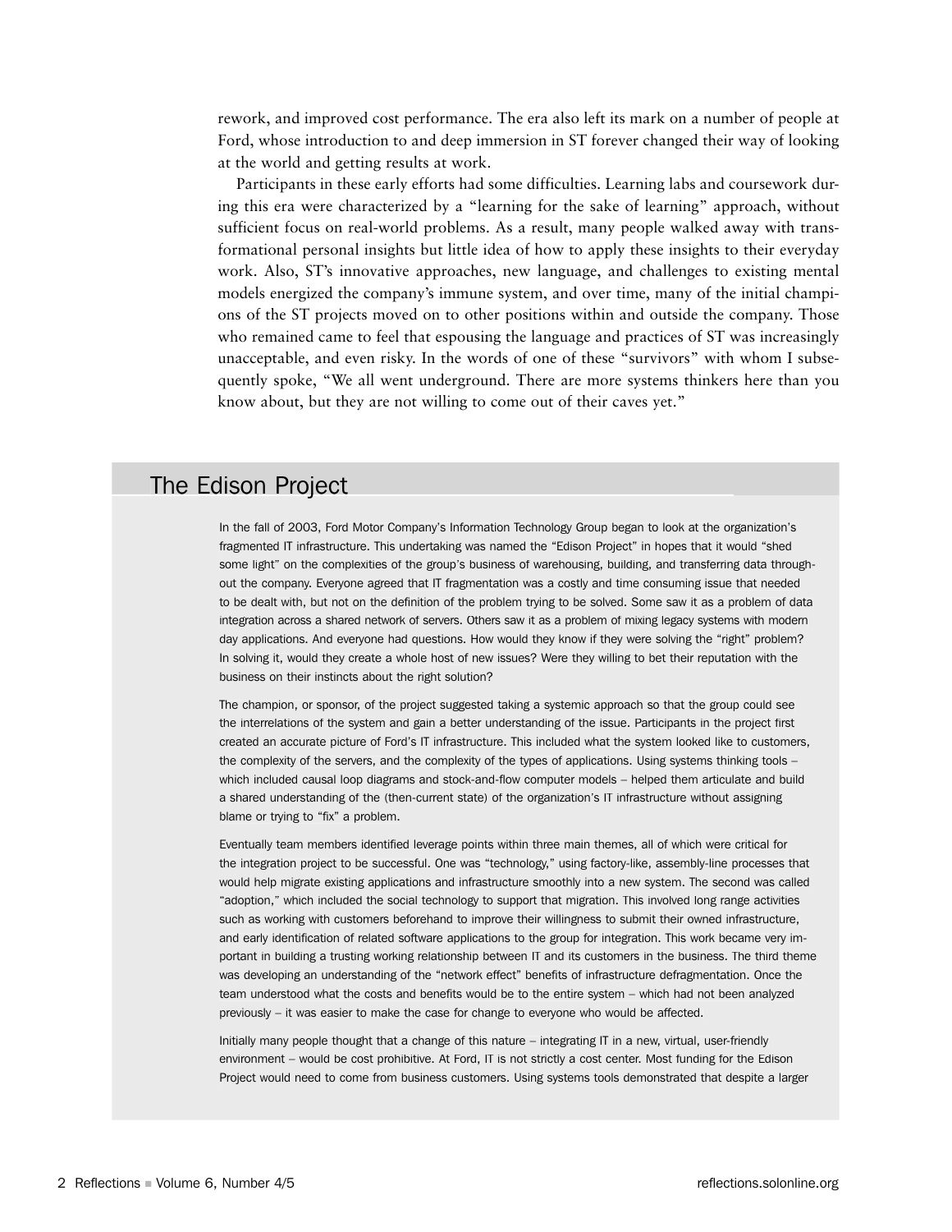rework, and improved cost performance. The era also left its mark on a number of people at Ford, whose introduction to and deep immersion in ST forever changed their way of looking at the world and getting results at work.

Participants in these early efforts had some difficulties. Learning labs and coursework during this era were characterized by a "learning for the sake of learning" approach, without sufficient focus on real-world problems. As a result, many people walked away with transformational personal insights but little idea of how to apply these insights to their everyday work. Also, ST's innovative approaches, new language, and challenges to existing mental models energized the company's immune system, and over time, many of the initial champions of the ST projects moved on to other positions within and outside the company. Those who remained came to feel that espousing the language and practices of ST was increasingly unacceptable, and even risky. In the words of one of these "survivors" with whom I subsequently spoke, "We all went underground. There are more systems thinkers here than you know about, but they are not willing to come out of their caves yet."

## The Edison Project

In the fall of 2003, Ford Motor Company's Information Technology Group began to look at the organization's fragmented IT infrastructure. This undertaking was named the "Edison Project" in hopes that it would "shed some light" on the complexities of the group's business of warehousing, building, and transferring data throughout the company. Everyone agreed that IT fragmentation was a costly and time consuming issue that needed to be dealt with, but not on the definition of the problem trying to be solved. Some saw it as a problem of data integration across a shared network of servers. Others saw it as a problem of mixing legacy systems with modern day applications. And everyone had questions. How would they know if they were solving the "right" problem? In solving it, would they create a whole host of new issues? Were they willing to bet their reputation with the business on their instincts about the right solution?

The champion, or sponsor, of the project suggested taking a systemic approach so that the group could see the interrelations of the system and gain a better understanding of the issue. Participants in the project first created an accurate picture of Ford's IT infrastructure. This included what the system looked like to customers, the complexity of the servers, and the complexity of the types of applications. Using systems thinking tools – which included causal loop diagrams and stock-and-flow computer models – helped them articulate and build a shared understanding of the (then-current state) of the organization's IT infrastructure without assigning blame or trying to "fix" a problem.

Eventually team members identified leverage points within three main themes, all of which were critical for the integration project to be successful. One was "technology," using factory-like, assembly-line processes that would help migrate existing applications and infrastructure smoothly into a new system. The second was called "adoption," which included the social technology to support that migration. This involved long range activities such as working with customers beforehand to improve their willingness to submit their owned infrastructure, and early identification of related software applications to the group for integration. This work became very important in building a trusting working relationship between IT and its customers in the business. The third theme was developing an understanding of the "network effect" benefits of infrastructure defragmentation. Once the team understood what the costs and benefits would be to the entire system – which had not been analyzed previously – it was easier to make the case for change to everyone who would be affected.

Initially many people thought that a change of this nature – integrating IT in a new, virtual, user-friendly environment – would be cost prohibitive. At Ford, IT is not strictly a cost center. Most funding for the Edison Project would need to come from business customers. Using systems tools demonstrated that despite a larger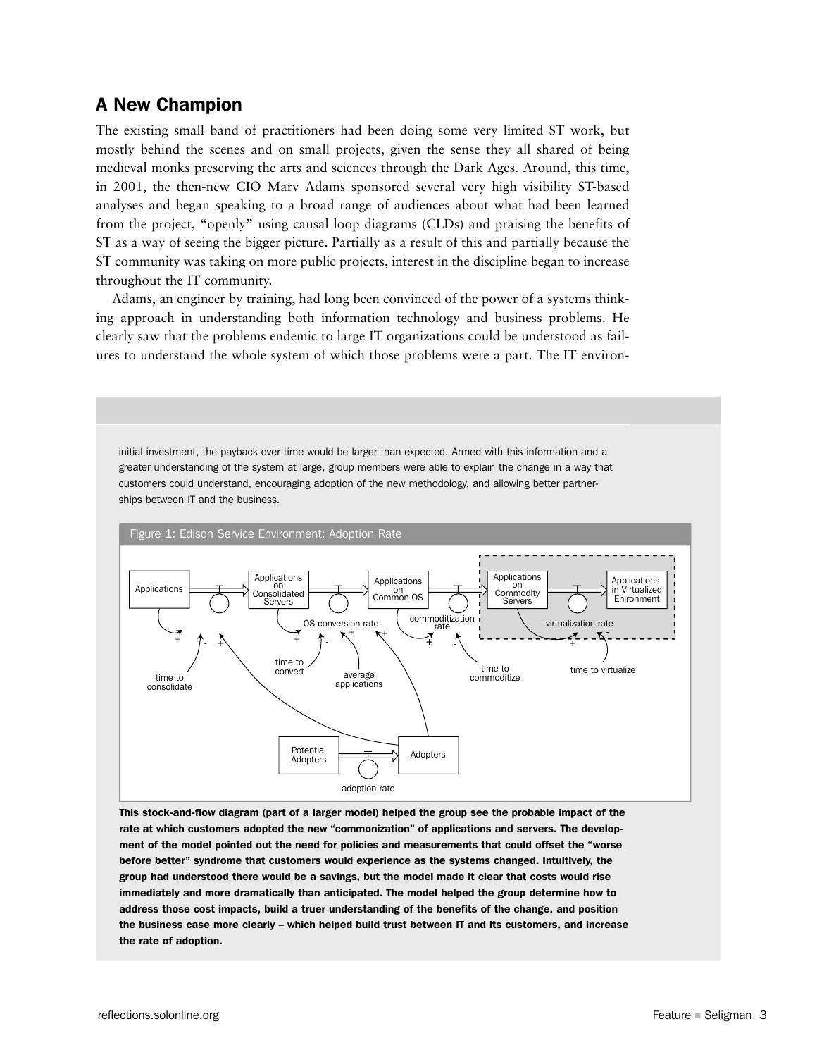## A New Champion

The existing small band of practitioners had been doing some very limited ST work, but mostly behind the scenes and on small projects, given the sense they all shared of being medieval monks preserving the arts and sciences through the Dark Ages. Around, this time, in 2001, the then-new CIO Marv Adams sponsored several very high visibility ST-based analyses and began speaking to a broad range of audiences about what had been learned from the project, "openly" using causal loop diagrams (CLDs) and praising the benefits of ST as a way of seeing the bigger picture. Partially as a result of this and partially because the ST community was taking on more public projects, interest in the discipline began to increase throughout the IT community.

Adams, an engineer by training, had long been convinced of the power of a systems thinking approach in understanding both information technology and business problems. He clearly saw that the problems endemic to large IT organizations could be understood as failures to understand the whole system of which those problems were a part. The IT environ-

initial investment, the payback over time would be larger than expected. Armed with this information and a greater understanding of the system at large, group members were able to explain the change in a way that customers could understand, encouraging adoption of the new methodology, and allowing better partnerships between IT and the business.

Figure 1: Edison Service Environment: Adoption Rate

**This stock-and-flow diagram (part of a larger model) helped the group see the probable impact of the rate at which customers adopted the new "commonization" of applications and servers. The development of the model pointed out the need for policies and measurements that could offset the "worse before better" syndrome that customers would experience as the systems changed. Intuitively, the group had understood there would be a savings, but the model made it clear that costs would rise immediately and more dramatically than anticipated. The model helped the group determine how to address those cost impacts, build a truer understanding of the benefits of the change, and position the business case more clearly – which helped build trust between IT and its customers, and increase the rate of adoption.**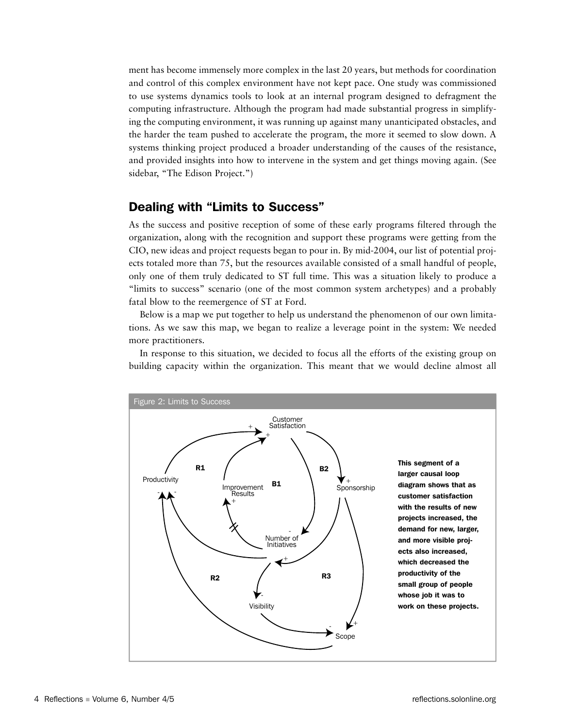ment has become immensely more complex in the last 20 years, but methods for coordination and control of this complex environment have not kept pace. One study was commissioned to use systems dynamics tools to look at an internal program designed to defragment the computing infrastructure. Although the program had made substantial progress in simplifying the computing environment, it was running up against many unanticipated obstacles, and the harder the team pushed to accelerate the program, the more it seemed to slow down. A systems thinking project produced a broader understanding of the causes of the resistance, and provided insights into how to intervene in the system and get things moving again. (See sidebar, "The Edison Project.")

## Dealing with "Limits to Success"

As the success and positive reception of some of these early programs filtered through the organization, along with the recognition and support these programs were getting from the CIO, new ideas and project requests began to pour in. By mid-2004, our list of potential projects totaled more than 75, but the resources available consisted of a small handful of people, only one of them truly dedicated to ST full time. This was a situation likely to produce a "limits to success" scenario (one of the most common system archetypes) and a probably fatal blow to the reemergence of ST at Ford.

Below is a map we put together to help us understand the phenomenon of our own limitations. As we saw this map, we began to realize a leverage point in the system: We needed more practitioners.

In response to this situation, we decided to focus all the efforts of the existing group on building capacity within the organization. This meant that we would decline almost all

Figure 2: Limits to Success

**This segment of a larger causal loop diagram shows that as customer satisfaction with the results of new projects increased, the demand for new, larger, and more visible projects also increased, which decreased the productivity of the small group of people whose job it was to work on these projects.**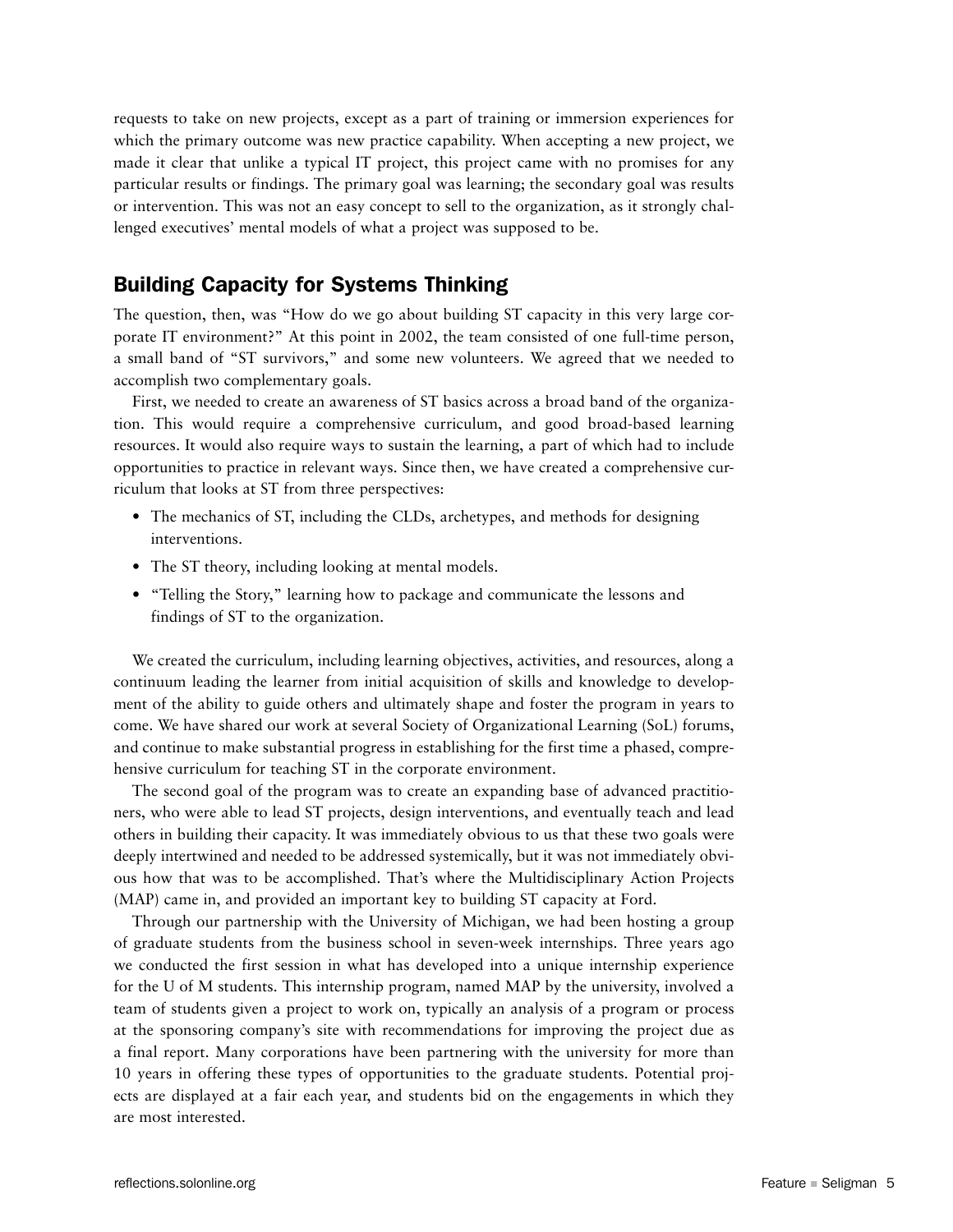requests to take on new projects, except as a part of training or immersion experiences for which the primary outcome was new practice capability. When accepting a new project, we made it clear that unlike a typical IT project, this project came with no promises for any particular results or findings. The primary goal was learning; the secondary goal was results or intervention. This was not an easy concept to sell to the organization, as it strongly challenged executives' mental models of what a project was supposed to be.

## Building Capacity for Systems Thinking

The question, then, was "How do we go about building ST capacity in this very large corporate IT environment?" At this point in 2002, the team consisted of one full-time person, a small band of "ST survivors," and some new volunteers. We agreed that we needed to accomplish two complementary goals.

First, we needed to create an awareness of ST basics across a broad band of the organization. This would require a comprehensive curriculum, and good broad-based learning resources. It would also require ways to sustain the learning, a part of which had to include opportunities to practice in relevant ways. Since then, we have created a comprehensive curriculum that looks at ST from three perspectives:

- The mechanics of ST, including the CLDs, archetypes, and methods for designing interventions.
- The ST theory, including looking at mental models.
- "Telling the Story," learning how to package and communicate the lessons and findings of ST to the organization.

We created the curriculum, including learning objectives, activities, and resources, along a continuum leading the learner from initial acquisition of skills and knowledge to development of the ability to guide others and ultimately shape and foster the program in years to come. We have shared our work at several Society of Organizational Learning (SoL) forums, and continue to make substantial progress in establishing for the first time a phased, comprehensive curriculum for teaching ST in the corporate environment.

The second goal of the program was to create an expanding base of advanced practitioners, who were able to lead ST projects, design interventions, and eventually teach and lead others in building their capacity. It was immediately obvious to us that these two goals were deeply intertwined and needed to be addressed systemically, but it was not immediately obvious how that was to be accomplished. That's where the Multidisciplinary Action Projects (MAP) came in, and provided an important key to building ST capacity at Ford.

Through our partnership with the University of Michigan, we had been hosting a group of graduate students from the business school in seven-week internships. Three years ago we conducted the first session in what has developed into a unique internship experience for the U of M students. This internship program, named MAP by the university, involved a team of students given a project to work on, typically an analysis of a program or process at the sponsoring company's site with recommendations for improving the project due as a final report. Many corporations have been partnering with the university for more than 10 years in offering these types of opportunities to the graduate students. Potential projects are displayed at a fair each year, and students bid on the engagements in which they are most interested.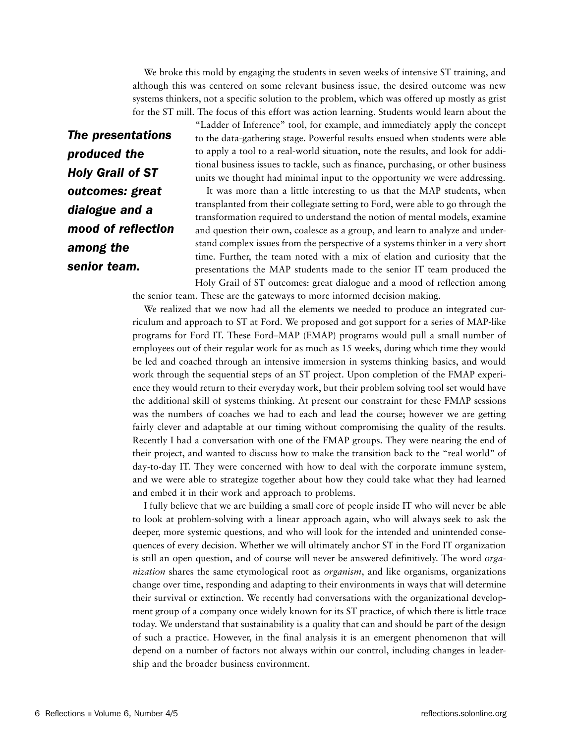We broke this mold by engaging the students in seven weeks of intensive ST training, and although this was centered on some relevant business issue, the desired outcome was new systems thinkers, not a specific solution to the problem, which was offered up mostly as grist for the ST mill. The focus of this effort was action learning. Students would learn about the "Ladder of Inference" tool, for example, and immediately apply the concept to the data-gathering stage. Powerful results ensued when students were able to apply a tool to a real-world situation, note the results, and look for additional business issues to tackle, such as finance, purchasing, or other business units we thought had minimal input to the opportunity we were addressing.

***The presentations produced the Holy Grail of ST outcomes: great dialogue and a mood of reflection among the senior team.***

It was more than a little interesting to us that the MAP students, when transplanted from their collegiate setting to Ford, were able to go through the transformation required to understand the notion of mental models, examine and question their own, coalesce as a group, and learn to analyze and understand complex issues from the perspective of a systems thinker in a very short time. Further, the team noted with a mix of elation and curiosity that the presentations the MAP students made to the senior IT team produced the Holy Grail of ST outcomes: great dialogue and a mood of reflection among the senior team. These are the gateways to more informed decision making.

We realized that we now had all the elements we needed to produce an integrated curriculum and approach to ST at Ford. We proposed and got support for a series of MAP-like programs for Ford IT. These Ford–MAP (FMAP) programs would pull a small number of employees out of their regular work for as much as 15 weeks, during which time they would be led and coached through an intensive immersion in systems thinking basics, and would work through the sequential steps of an ST project. Upon completion of the FMAP experience they would return to their everyday work, but their problem solving tool set would have the additional skill of systems thinking. At present our constraint for these FMAP sessions was the numbers of coaches we had to each and lead the course; however we are getting fairly clever and adaptable at our timing without compromising the quality of the results. Recently I had a conversation with one of the FMAP groups. They were nearing the end of their project, and wanted to discuss how to make the transition back to the "real world" of day-to-day IT. They were concerned with how to deal with the corporate immune system, and we were able to strategize together about how they could take what they had learned and embed it in their work and approach to problems.

I fully believe that we are building a small core of people inside IT who will never be able to look at problem-solving with a linear approach again, who will always seek to ask the deeper, more systemic questions, and who will look for the intended and unintended consequences of every decision. Whether we will ultimately anchor ST in the Ford IT organization is still an open question, and of course will never be answered definitively. The word *organization* shares the same etymological root as *organism*, and like organisms, organizations change over time, responding and adapting to their environments in ways that will determine their survival or extinction. We recently had conversations with the organizational development group of a company once widely known for its ST practice, of which there is little trace today. We understand that sustainability is a quality that can and should be part of the design of such a practice. However, in the final analysis it is an emergent phenomenon that will depend on a number of factors not always within our control, including changes in leadership and the broader business environment.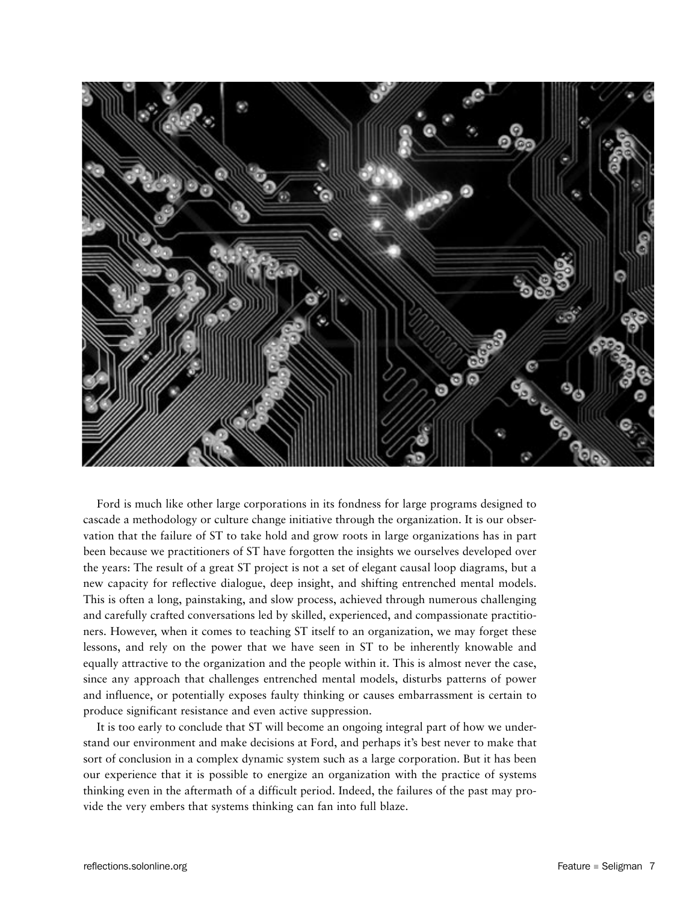Ford is much like other large corporations in its fondness for large programs designed to cascade a methodology or culture change initiative through the organization. It is our observation that the failure of ST to take hold and grow roots in large organizations has in part been because we practitioners of ST have forgotten the insights we ourselves developed over the years: The result of a great ST project is not a set of elegant causal loop diagrams, but a new capacity for reflective dialogue, deep insight, and shifting entrenched mental models. This is often a long, painstaking, and slow process, achieved through numerous challenging and carefully crafted conversations led by skilled, experienced, and compassionate practitioners. However, when it comes to teaching ST itself to an organization, we may forget these lessons, and rely on the power that we have seen in ST to be inherently knowable and equally attractive to the organization and the people within it. This is almost never the case, since any approach that challenges entrenched mental models, disturbs patterns of power and influence, or potentially exposes faulty thinking or causes embarrassment is certain to produce significant resistance and even active suppression.

It is too early to conclude that ST will become an ongoing integral part of how we understand our environment and make decisions at Ford, and perhaps it's best never to make that sort of conclusion in a complex dynamic system such as a large corporation. But it has been our experience that it is possible to energize an organization with the practice of systems thinking even in the aftermath of a difficult period. Indeed, the failures of the past may provide the very embers that systems thinking can fan into full blaze.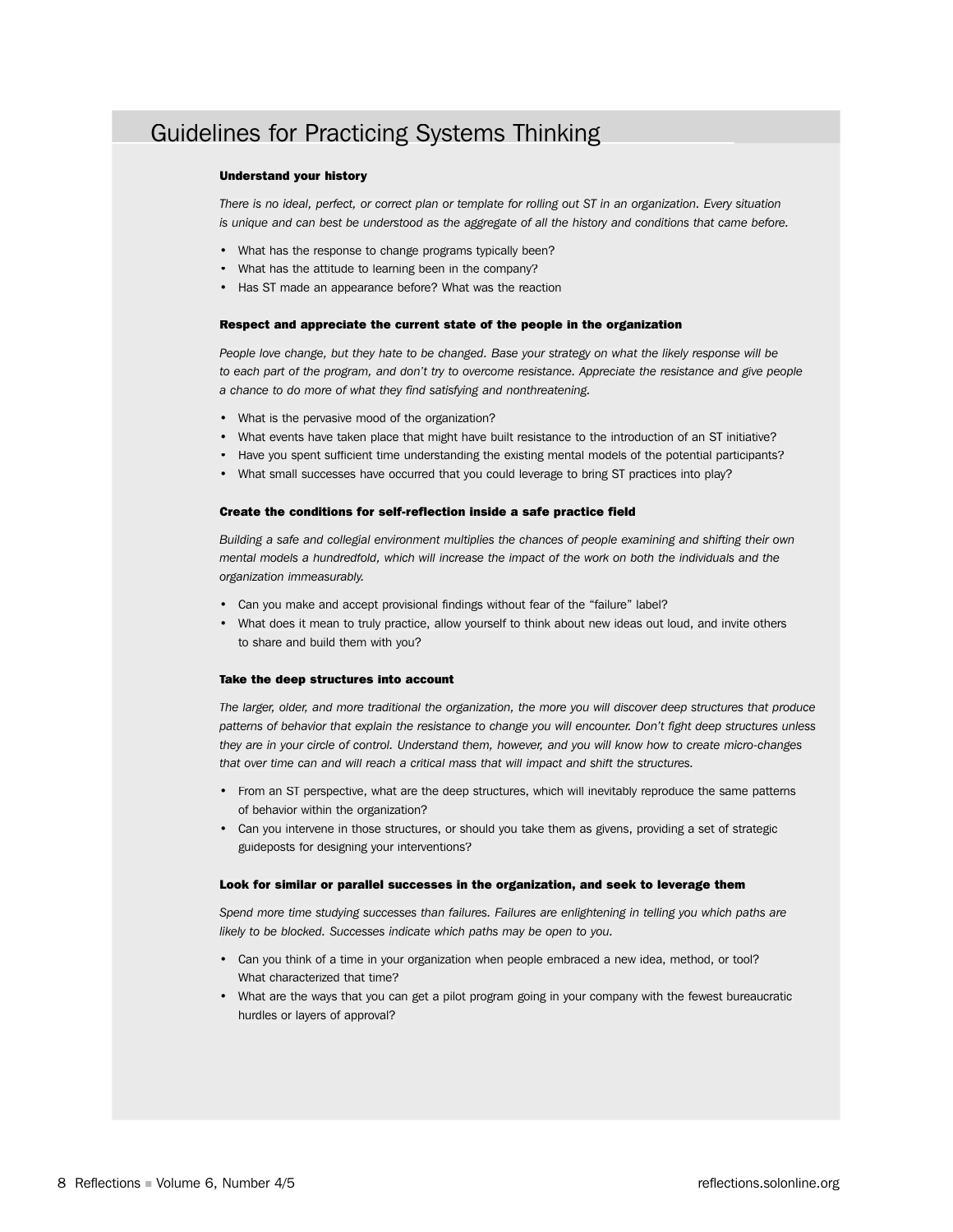## Guidelines for Practicing Systems Thinking

**Understand your history**

*There is no ideal, perfect, or correct plan or template for rolling out ST in an organization. Every situation is unique and can best be understood as the aggregate of all the history and conditions that came before.*

- What has the response to change programs typically been?
- What has the attitude to learning been in the company?
- Has ST made an appearance before? What was the reaction

**Respect and appreciate the current state of the people in the organization**

*People love change, but they hate to be changed. Base your strategy on what the likely response will be to each part of the program, and don't try to overcome resistance. Appreciate the resistance and give people a chance to do more of what they find satisfying and nonthreatening.*

- What is the pervasive mood of the organization?
- What events have taken place that might have built resistance to the introduction of an ST initiative?
- Have you spent sufficient time understanding the existing mental models of the potential participants?
- What small successes have occurred that you could leverage to bring ST practices into play?

**Create the conditions for self-reflection inside a safe practice field**

*Building a safe and collegial environment multiplies the chances of people examining and shifting their own mental models a hundredfold, which will increase the impact of the work on both the individuals and the organization immeasurably.*

- Can you make and accept provisional findings without fear of the "failure" label?
- What does it mean to truly practice, allow yourself to think about new ideas out loud, and invite others to share and build them with you?

**Take the deep structures into account**

*The larger, older, and more traditional the organization, the more you will discover deep structures that produce patterns of behavior that explain the resistance to change you will encounter. Don't fight deep structures unless they are in your circle of control. Understand them, however, and you will know how to create micro-changes that over time can and will reach a critical mass that will impact and shift the structures.*

- From an ST perspective, what are the deep structures, which will inevitably reproduce the same patterns of behavior within the organization?
- Can you intervene in those structures, or should you take them as givens, providing a set of strategic guideposts for designing your interventions?

**Look for similar or parallel successes in the organization, and seek to leverage them**

*Spend more time studying successes than failures. Failures are enlightening in telling you which paths are likely to be blocked. Successes indicate which paths may be open to you.*

- Can you think of a time in your organization when people embraced a new idea, method, or tool? What characterized that time?
- What are the ways that you can get a pilot program going in your company with the fewest bureaucratic hurdles or layers of approval?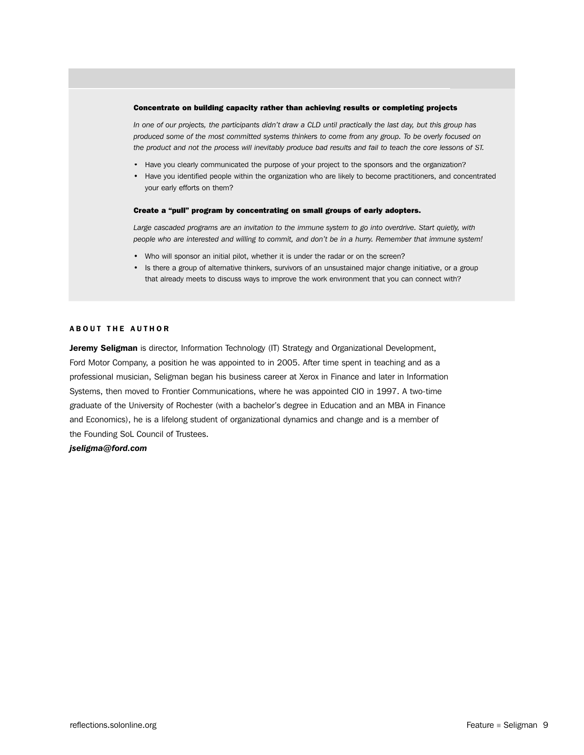**Concentrate on building capacity rather than achieving results or completing projects**

*In one of our projects, the participants didn't draw a CLD until practically the last day, but this group has produced some of the most committed systems thinkers to come from any group. To be overly focused on the product and not the process will inevitably produce bad results and fail to teach the core lessons of ST.*

- Have you clearly communicated the purpose of your project to the sponsors and the organization?
- Have you identified people within the organization who are likely to become practitioners, and concentrated your early efforts on them?

**Create a "pull" program by concentrating on small groups of early adopters.**

*Large cascaded programs are an invitation to the immune system to go into overdrive. Start quietly, with people who are interested and willing to commit, and don't be in a hurry. Remember that immune system!*

- Who will sponsor an initial pilot, whether it is under the radar or on the screen?
- Is there a group of alternative thinkers, survivors of an unsustained major change initiative, or a group that already meets to discuss ways to improve the work environment that you can connect with?

## ABOUT THE AUTHOR

**Jeremy Seligman** is director, Information Technology (IT) Strategy and Organizational Development, Ford Motor Company, a position he was appointed to in 2005. After time spent in teaching and as a professional musician, Seligman began his business career at Xerox in Finance and later in Information Systems, then moved to Frontier Communications, where he was appointed CIO in 1997. A two-time graduate of the University of Rochester (with a bachelor's degree in Education and an MBA in Finance and Economics), he is a lifelong student of organizational dynamics and change and is a member of the Founding SoL Council of Trustees.

***jseligma@ford.com***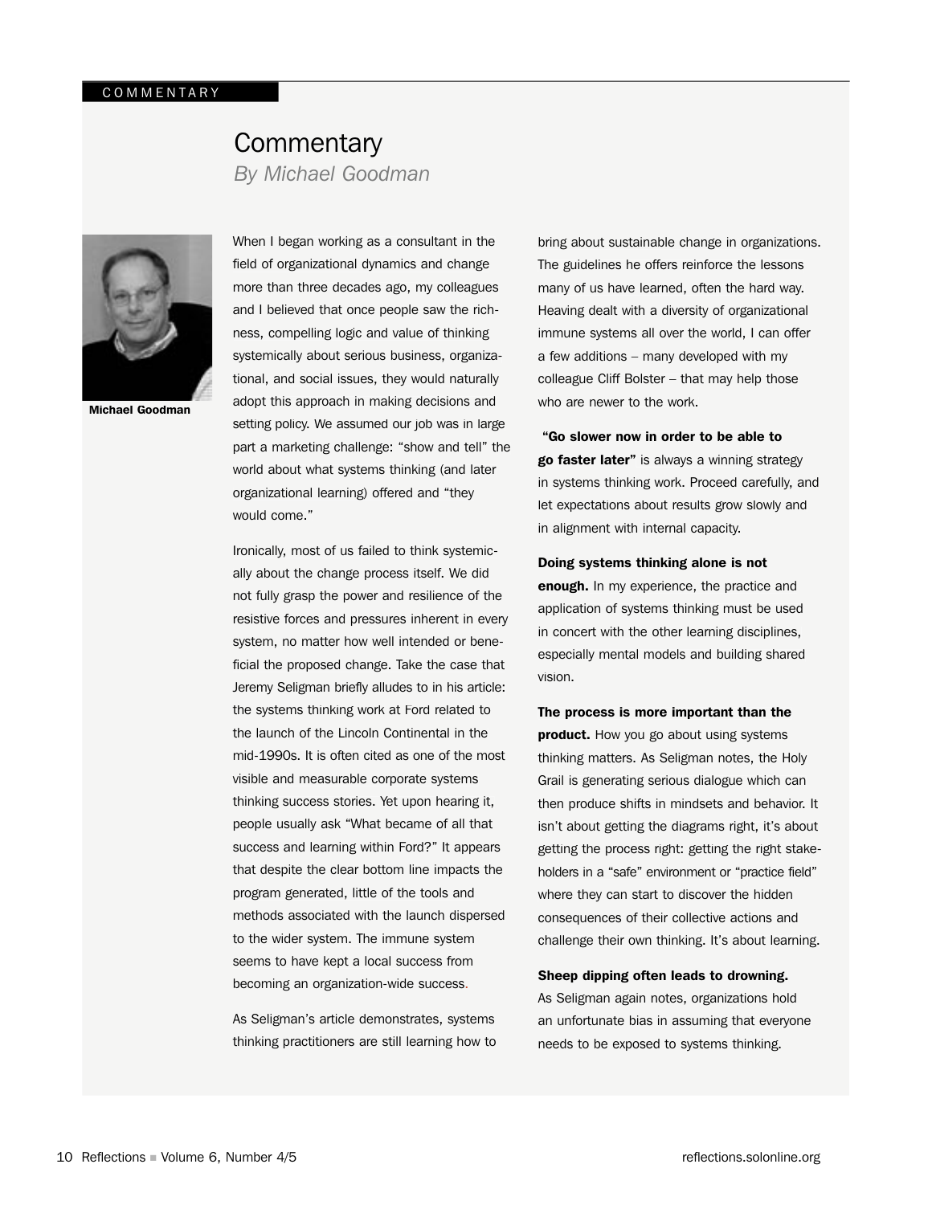# Commentary

*By Michael Goodman*

Michael Goodman

When I began working as a consultant in the field of organizational dynamics and change more than three decades ago, my colleagues and I believed that once people saw the richness, compelling logic and value of thinking systemically about serious business, organizational, and social issues, they would naturally adopt this approach in making decisions and setting policy. We assumed our job was in large part a marketing challenge: "show and tell" the world about what systems thinking (and later organizational learning) offered and "they would come."

Ironically, most of us failed to think systemically about the change process itself. We did not fully grasp the power and resilience of the resistive forces and pressures inherent in every system, no matter how well intended or beneficial the proposed change. Take the case that Jeremy Seligman briefly alludes to in his article: the systems thinking work at Ford related to the launch of the Lincoln Continental in the mid-1990s. It is often cited as one of the most visible and measurable corporate systems thinking success stories. Yet upon hearing it, people usually ask "What became of all that success and learning within Ford?" It appears that despite the clear bottom line impacts the program generated, little of the tools and methods associated with the launch dispersed to the wider system. The immune system seems to have kept a local success from becoming an organization-wide success.

As Seligman's article demonstrates, systems thinking practitioners are still learning how to bring about sustainable change in organizations. The guidelines he offers reinforce the lessons many of us have learned, often the hard way. Heaving dealt with a diversity of organizational immune systems all over the world, I can offer a few additions – many developed with my colleague Cliff Bolster – that may help those who are newer to the work.

**"Go slower now in order to be able to go faster later"** is always a winning strategy in systems thinking work. Proceed carefully, and let expectations about results grow slowly and in alignment with internal capacity.

**Doing systems thinking alone is not enough.** In my experience, the practice and application of systems thinking must be used in concert with the other learning disciplines, especially mental models and building shared vision.

**The process is more important than the product.** How you go about using systems thinking matters. As Seligman notes, the Holy Grail is generating serious dialogue which can then produce shifts in mindsets and behavior. It isn't about getting the diagrams right, it's about getting the process right: getting the right stakeholders in a "safe" environment or "practice field" where they can start to discover the hidden consequences of their collective actions and challenge their own thinking. It's about learning.

**Sheep dipping often leads to drowning.** As Seligman again notes, organizations hold an unfortunate bias in assuming that everyone needs to be exposed to systems thinking.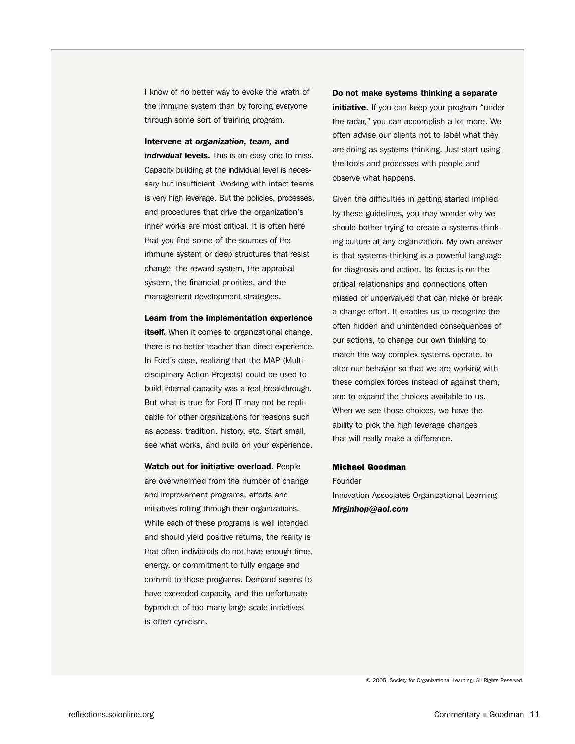I know of no better way to evoke the wrath of the immune system than by forcing everyone through some sort of training program.

**Intervene at *organization, team,* and *individual* levels.** This is an easy one to miss. Capacity building at the individual level is necessary but insufficient. Working with intact teams is very high leverage. But the policies, processes, and procedures that drive the organization's inner works are most critical. It is often here that you find some of the sources of the immune system or deep structures that resist change: the reward system, the appraisal system, the financial priorities, and the management development strategies.

**Learn from the implementation experience itself.** When it comes to organizational change, there is no better teacher than direct experience. In Ford's case, realizing that the MAP (Multidisciplinary Action Projects) could be used to build internal capacity was a real breakthrough. But what is true for Ford IT may not be replicable for other organizations for reasons such as access, tradition, history, etc. Start small, see what works, and build on your experience.

**Watch out for initiative overload.** People are overwhelmed from the number of change and improvement programs, efforts and initiatives rolling through their organizations. While each of these programs is well intended and should yield positive returns, the reality is that often individuals do not have enough time, energy, or commitment to fully engage and commit to those programs. Demand seems to have exceeded capacity, and the unfortunate byproduct of too many large-scale initiatives is often cynicism.

**Do not make systems thinking a separate initiative.** If you can keep your program "under the radar," you can accomplish a lot more. We often advise our clients not to label what they are doing as systems thinking. Just start using the tools and processes with people and observe what happens.

Given the difficulties in getting started implied by these guidelines, you may wonder why we should bother trying to create a systems thinking culture at any organization. My own answer is that systems thinking is a powerful language for diagnosis and action. Its focus is on the critical relationships and connections often missed or undervalued that can make or break a change effort. It enables us to recognize the often hidden and unintended consequences of our actions, to change our own thinking to match the way complex systems operate, to alter our behavior so that we are working with these complex forces instead of against them, and to expand the choices available to us. When we see those choices, we have the ability to pick the high leverage changes that will really make a difference.

**Michael Goodman**
Founder
Innovation Associates Organizational Learning
***Mrginhop@aol.com***

© 2005, Society for Organizational Learning. All Rights Reserved.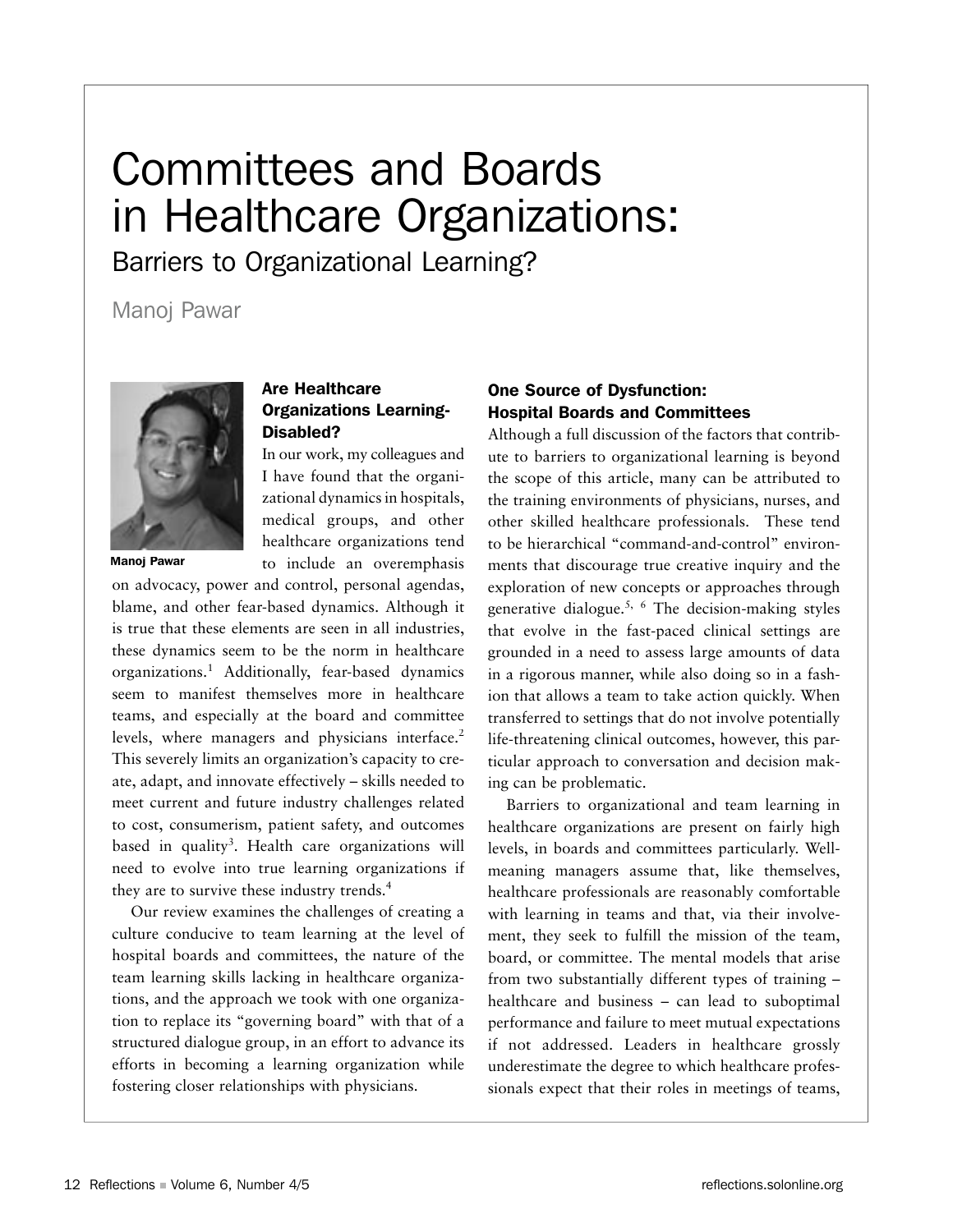# Committees and Boards in Healthcare Organizations:

## Barriers to Organizational Learning?

Manoj Pawar

Manoj Pawar

### Are Healthcare Organizations Learning-Disabled?

In our work, my colleagues and I have found that the organizational dynamics in hospitals, medical groups, and other healthcare organizations tend to include an overemphasis on advocacy, power and control, personal agendas, blame, and other fear-based dynamics. Although it is true that these elements are seen in all industries, these dynamics seem to be the norm in healthcare organizations.[1] Additionally, fear-based dynamics seem to manifest themselves more in healthcare teams, and especially at the board and committee levels, where managers and physicians interface.[2] This severely limits an organization's capacity to create, adapt, and innovate effectively – skills needed to meet current and future industry challenges related to cost, consumerism, patient safety, and outcomes based in quality[3]. Health care organizations will need to evolve into true learning organizations if they are to survive these industry trends.[4]

Our review examines the challenges of creating a culture conducive to team learning at the level of hospital boards and committees, the nature of the team learning skills lacking in healthcare organizations, and the approach we took with one organization to replace its "governing board" with that of a structured dialogue group, in an effort to advance its efforts in becoming a learning organization while fostering closer relationships with physicians.

### One Source of Dysfunction: Hospital Boards and Committees

Although a full discussion of the factors that contribute to barriers to organizational learning is beyond the scope of this article, many can be attributed to the training environments of physicians, nurses, and other skilled healthcare professionals. These tend to be hierarchical "command-and-control" environments that discourage true creative inquiry and the exploration of new concepts or approaches through generative dialogue.[5, 6] The decision-making styles that evolve in the fast-paced clinical settings are grounded in a need to assess large amounts of data in a rigorous manner, while also doing so in a fashion that allows a team to take action quickly. When transferred to settings that do not involve potentially life-threatening clinical outcomes, however, this particular approach to conversation and decision making can be problematic.

Barriers to organizational and team learning in healthcare organizations are present on fairly high levels, in boards and committees particularly. Well-meaning managers assume that, like themselves, healthcare professionals are reasonably comfortable with learning in teams and that, via their involvement, they seek to fulfill the mission of the team, board, or committee. The mental models that arise from two substantially different types of training – healthcare and business – can lead to suboptimal performance and failure to meet mutual expectations if not addressed. Leaders in healthcare grossly underestimate the degree to which healthcare professionals expect that their roles in meetings of teams,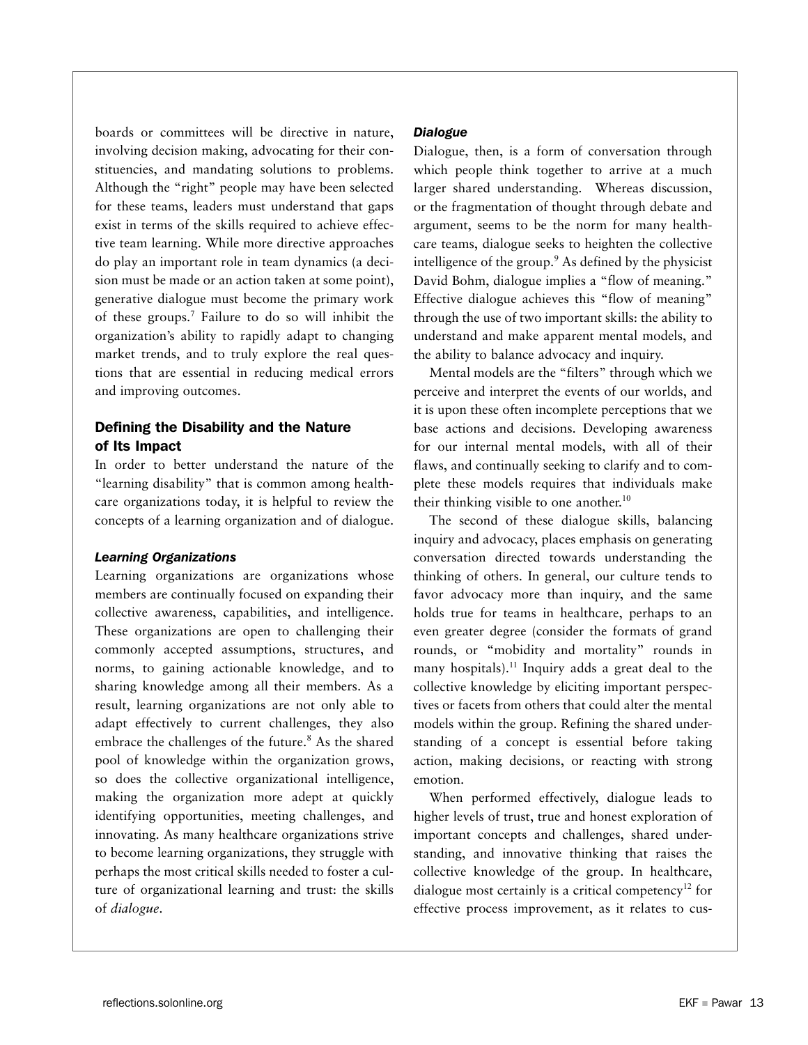boards or committees will be directive in nature, involving decision making, advocating for their constituencies, and mandating solutions to problems. Although the "right" people may have been selected for these teams, leaders must understand that gaps exist in terms of the skills required to achieve effective team learning. While more directive approaches do play an important role in team dynamics (a decision must be made or an action taken at some point), generative dialogue must become the primary work of these groups.[7] Failure to do so will inhibit the organization's ability to rapidly adapt to changing market trends, and to truly explore the real questions that are essential in reducing medical errors and improving outcomes.

## Defining the Disability and the Nature of Its Impact

In order to better understand the nature of the "learning disability" that is common among healthcare organizations today, it is helpful to review the concepts of a learning organization and of dialogue.

### *Learning Organizations*

Learning organizations are organizations whose members are continually focused on expanding their collective awareness, capabilities, and intelligence. These organizations are open to challenging their commonly accepted assumptions, structures, and norms, to gaining actionable knowledge, and to sharing knowledge among all their members. As a result, learning organizations are not only able to adapt effectively to current challenges, they also embrace the challenges of the future.[8] As the shared pool of knowledge within the organization grows, so does the collective organizational intelligence, making the organization more adept at quickly identifying opportunities, meeting challenges, and innovating. As many healthcare organizations strive to become learning organizations, they struggle with perhaps the most critical skills needed to foster a culture of organizational learning and trust: the skills of *dialogue*.

### *Dialogue*

Dialogue, then, is a form of conversation through which people think together to arrive at a much larger shared understanding. Whereas discussion, or the fragmentation of thought through debate and argument, seems to be the norm for many healthcare teams, dialogue seeks to heighten the collective intelligence of the group.[9] As defined by the physicist David Bohm, dialogue implies a "flow of meaning." Effective dialogue achieves this "flow of meaning" through the use of two important skills: the ability to understand and make apparent mental models, and the ability to balance advocacy and inquiry.

Mental models are the "filters" through which we perceive and interpret the events of our worlds, and it is upon these often incomplete perceptions that we base actions and decisions. Developing awareness for our internal mental models, with all of their flaws, and continually seeking to clarify and to complete these models requires that individuals make their thinking visible to one another.[10]

The second of these dialogue skills, balancing inquiry and advocacy, places emphasis on generating conversation directed towards understanding the thinking of others. In general, our culture tends to favor advocacy more than inquiry, and the same holds true for teams in healthcare, perhaps to an even greater degree (consider the formats of grand rounds, or "mobidity and mortality" rounds in many hospitals).[11] Inquiry adds a great deal to the collective knowledge by eliciting important perspectives or facets from others that could alter the mental models within the group. Refining the shared understanding of a concept is essential before taking action, making decisions, or reacting with strong emotion.

When performed effectively, dialogue leads to higher levels of trust, true and honest exploration of important concepts and challenges, shared understanding, and innovative thinking that raises the collective knowledge of the group. In healthcare, dialogue most certainly is a critical competency[12] for effective process improvement, as it relates to cus-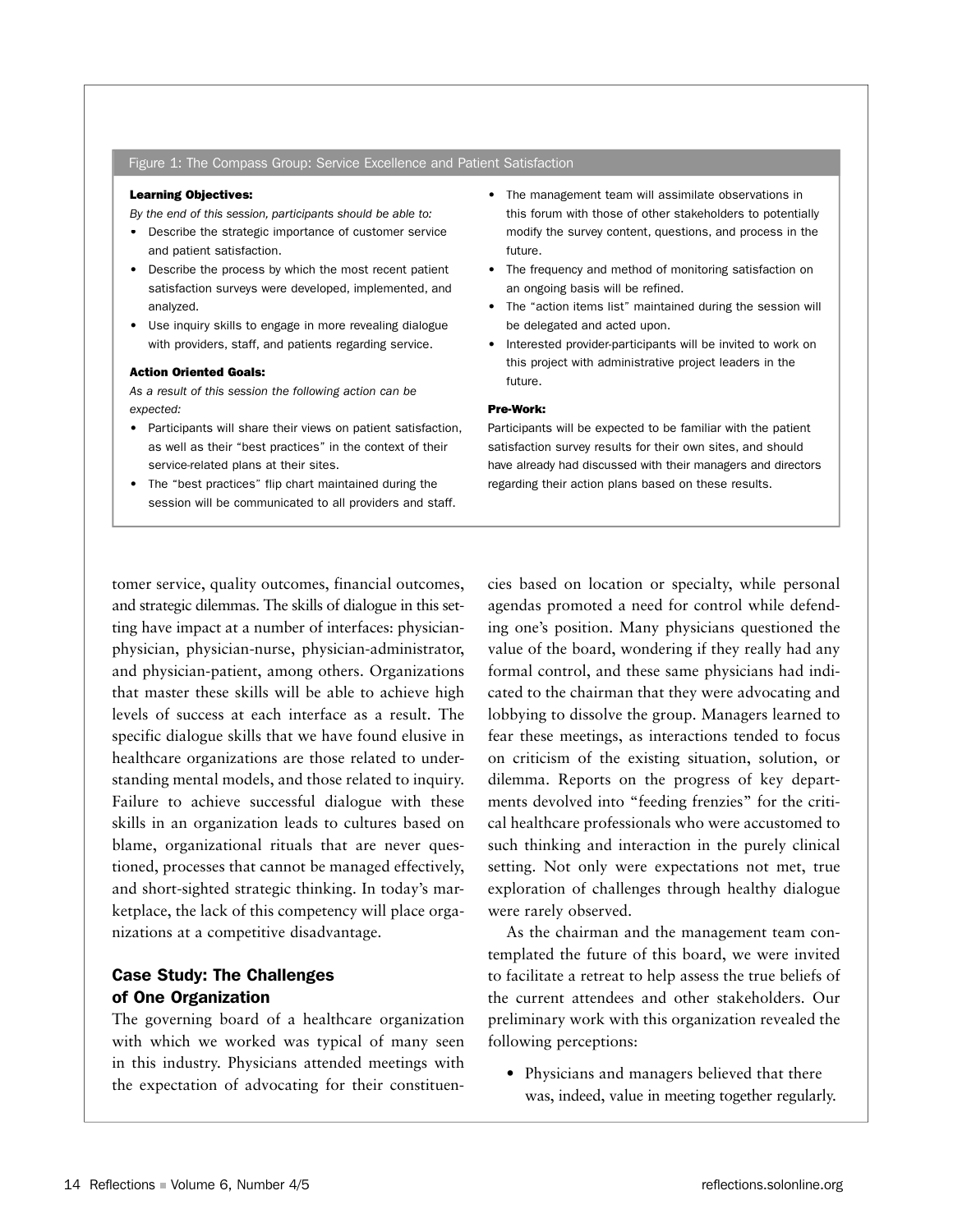**Figure 1: The Compass Group: Service Excellence and Patient Satisfaction**

**Learning Objectives:**

*By the end of this session, participants should be able to:*

- Describe the strategic importance of customer service and patient satisfaction.
- Describe the process by which the most recent patient satisfaction surveys were developed, implemented, and analyzed.
- Use inquiry skills to engage in more revealing dialogue with providers, staff, and patients regarding service.

**Action Oriented Goals:**

*As a result of this session the following action can be expected:*

- Participants will share their views on patient satisfaction, as well as their "best practices" in the context of their service-related plans at their sites.
- The "best practices" flip chart maintained during the session will be communicated to all providers and staff.
- The management team will assimilate observations in this forum with those of other stakeholders to potentially modify the survey content, questions, and process in the future.
- The frequency and method of monitoring satisfaction on an ongoing basis will be refined.
- The "action items list" maintained during the session will be delegated and acted upon.
- Interested provider-participants will be invited to work on this project with administrative project leaders in the future.

**Pre-Work:**

Participants will be expected to be familiar with the patient satisfaction survey results for their own sites, and should have already had discussed with their managers and directors regarding their action plans based on these results.

tomer service, quality outcomes, financial outcomes, and strategic dilemmas. The skills of dialogue in this setting have impact at a number of interfaces: physician-physician, physician-nurse, physician-administrator, and physician-patient, among others. Organizations that master these skills will be able to achieve high levels of success at each interface as a result. The specific dialogue skills that we have found elusive in healthcare organizations are those related to understanding mental models, and those related to inquiry. Failure to achieve successful dialogue with these skills in an organization leads to cultures based on blame, organizational rituals that are never questioned, processes that cannot be managed effectively, and short-sighted strategic thinking. In today's marketplace, the lack of this competency will place organizations at a competitive disadvantage.

## Case Study: The Challenges of One Organization

The governing board of a healthcare organization with which we worked was typical of many seen in this industry. Physicians attended meetings with the expectation of advocating for their constituencies based on location or specialty, while personal agendas promoted a need for control while defending one's position. Many physicians questioned the value of the board, wondering if they really had any formal control, and these same physicians had indicated to the chairman that they were advocating and lobbying to dissolve the group. Managers learned to fear these meetings, as interactions tended to focus on criticism of the existing situation, solution, or dilemma. Reports on the progress of key departments devolved into "feeding frenzies" for the critical healthcare professionals who were accustomed to such thinking and interaction in the purely clinical setting. Not only were expectations not met, true exploration of challenges through healthy dialogue were rarely observed.

As the chairman and the management team contemplated the future of this board, we were invited to facilitate a retreat to help assess the true beliefs of the current attendees and other stakeholders. Our preliminary work with this organization revealed the following perceptions:

- Physicians and managers believed that there was, indeed, value in meeting together regularly.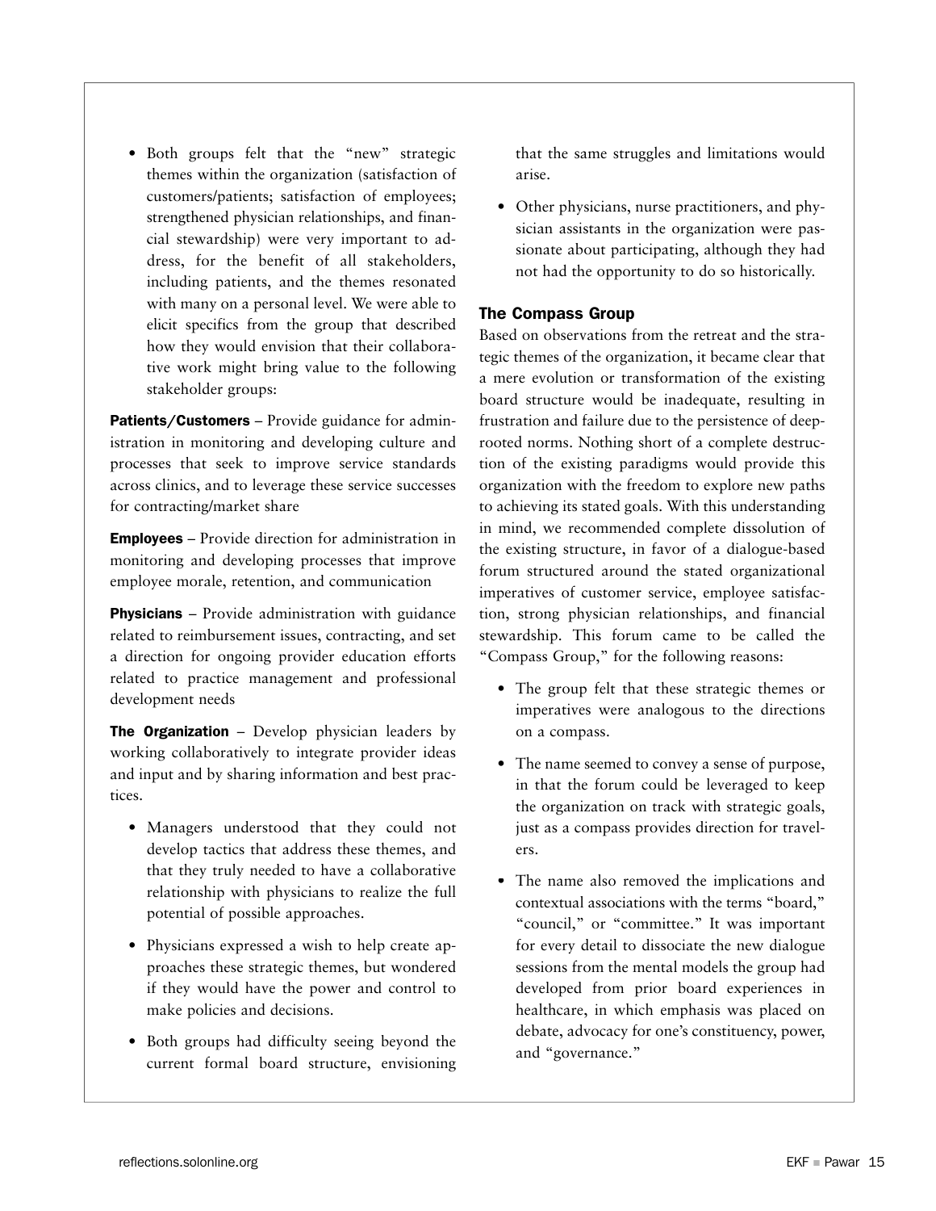- Both groups felt that the "new" strategic themes within the organization (satisfaction of customers/patients; satisfaction of employees; strengthened physician relationships, and financial stewardship) were very important to address, for the benefit of all stakeholders, including patients, and the themes resonated with many on a personal level. We were able to elicit specifics from the group that described how they would envision that their collaborative work might bring value to the following stakeholder groups:

**Patients/Customers** – Provide guidance for administration in monitoring and developing culture and processes that seek to improve service standards across clinics, and to leverage these service successes for contracting/market share

**Employees** – Provide direction for administration in monitoring and developing processes that improve employee morale, retention, and communication

**Physicians** – Provide administration with guidance related to reimbursement issues, contracting, and set a direction for ongoing provider education efforts related to practice management and professional development needs

**The Organization** – Develop physician leaders by working collaboratively to integrate provider ideas and input and by sharing information and best practices.

- Managers understood that they could not develop tactics that address these themes, and that they truly needed to have a collaborative relationship with physicians to realize the full potential of possible approaches.
- Physicians expressed a wish to help create approaches these strategic themes, but wondered if they would have the power and control to make policies and decisions.
- Both groups had difficulty seeing beyond the current formal board structure, envisioning that the same struggles and limitations would arise.
- Other physicians, nurse practitioners, and physician assistants in the organization were passionate about participating, although they had not had the opportunity to do so historically.

### The Compass Group

Based on observations from the retreat and the strategic themes of the organization, it became clear that a mere evolution or transformation of the existing board structure would be inadequate, resulting in frustration and failure due to the persistence of deep-rooted norms. Nothing short of a complete destruction of the existing paradigms would provide this organization with the freedom to explore new paths to achieving its stated goals. With this understanding in mind, we recommended complete dissolution of the existing structure, in favor of a dialogue-based forum structured around the stated organizational imperatives of customer service, employee satisfaction, strong physician relationships, and financial stewardship. This forum came to be called the "Compass Group," for the following reasons:

- The group felt that these strategic themes or imperatives were analogous to the directions on a compass.
- The name seemed to convey a sense of purpose, in that the forum could be leveraged to keep the organization on track with strategic goals, just as a compass provides direction for travelers.
- The name also removed the implications and contextual associations with the terms "board," "council," or "committee." It was important for every detail to dissociate the new dialogue sessions from the mental models the group had developed from prior board experiences in healthcare, in which emphasis was placed on debate, advocacy for one's constituency, power, and "governance."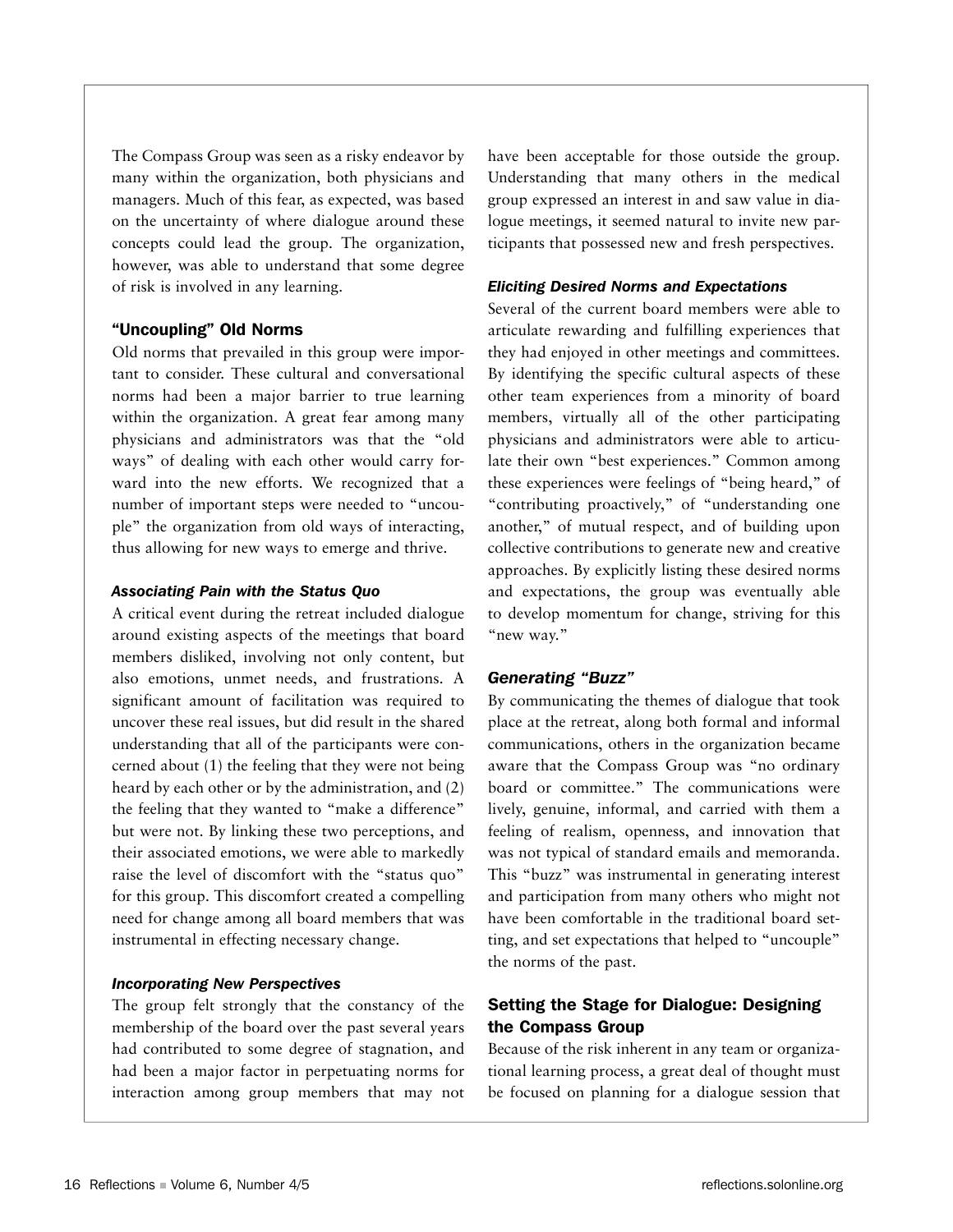The Compass Group was seen as a risky endeavor by many within the organization, both physicians and managers. Much of this fear, as expected, was based on the uncertainty of where dialogue around these concepts could lead the group. The organization, however, was able to understand that some degree of risk is involved in any learning.

### "Uncoupling" Old Norms

Old norms that prevailed in this group were important to consider. These cultural and conversational norms had been a major barrier to true learning within the organization. A great fear among many physicians and administrators was that the "old ways" of dealing with each other would carry forward into the new efforts. We recognized that a number of important steps were needed to "uncouple" the organization from old ways of interacting, thus allowing for new ways to emerge and thrive.

#### *Associating Pain with the Status Quo*

A critical event during the retreat included dialogue around existing aspects of the meetings that board members disliked, involving not only content, but also emotions, unmet needs, and frustrations. A significant amount of facilitation was required to uncover these real issues, but did result in the shared understanding that all of the participants were concerned about (1) the feeling that they were not being heard by each other or by the administration, and (2) the feeling that they wanted to "make a difference" but were not. By linking these two perceptions, and their associated emotions, we were able to markedly raise the level of discomfort with the "status quo" for this group. This discomfort created a compelling need for change among all board members that was instrumental in effecting necessary change.

#### *Incorporating New Perspectives*

The group felt strongly that the constancy of the membership of the board over the past several years had contributed to some degree of stagnation, and had been a major factor in perpetuating norms for interaction among group members that may not have been acceptable for those outside the group. Understanding that many others in the medical group expressed an interest in and saw value in dialogue meetings, it seemed natural to invite new participants that possessed new and fresh perspectives.

#### *Eliciting Desired Norms and Expectations*

Several of the current board members were able to articulate rewarding and fulfilling experiences that they had enjoyed in other meetings and committees. By identifying the specific cultural aspects of these other team experiences from a minority of board members, virtually all of the other participating physicians and administrators were able to articulate their own "best experiences." Common among these experiences were feelings of "being heard," of "contributing proactively," of "understanding one another," of mutual respect, and of building upon collective contributions to generate new and creative approaches. By explicitly listing these desired norms and expectations, the group was eventually able to develop momentum for change, striving for this "new way."

#### *Generating "Buzz"*

By communicating the themes of dialogue that took place at the retreat, along both formal and informal communications, others in the organization became aware that the Compass Group was "no ordinary board or committee." The communications were lively, genuine, informal, and carried with them a feeling of realism, openness, and innovation that was not typical of standard emails and memoranda. This "buzz" was instrumental in generating interest and participation from many others who might not have been comfortable in the traditional board setting, and set expectations that helped to "uncouple" the norms of the past.

### Setting the Stage for Dialogue: Designing the Compass Group

Because of the risk inherent in any team or organizational learning process, a great deal of thought must be focused on planning for a dialogue session that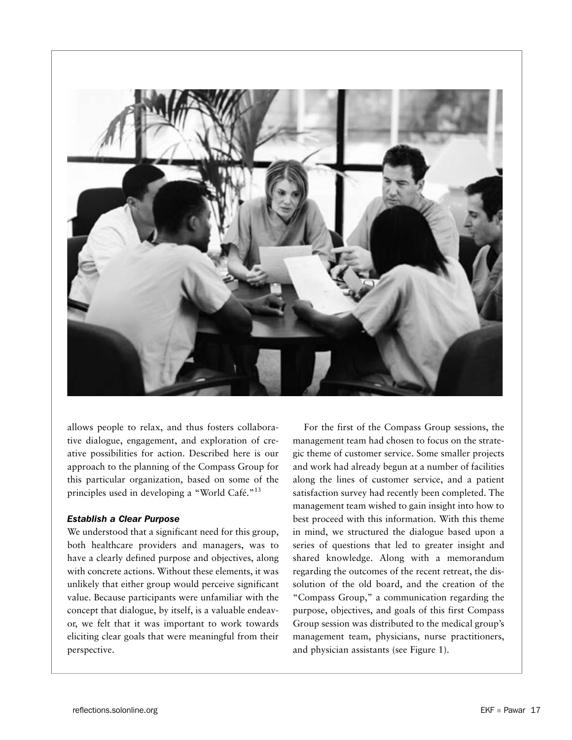allows people to relax, and thus fosters collaborative dialogue, engagement, and exploration of creative possibilities for action. Described here is our approach to the planning of the Compass Group for this particular organization, based on some of the principles used in developing a "World Café."[13]

### *Establish a Clear Purpose*

We understood that a significant need for this group, both healthcare providers and managers, was to have a clearly defined purpose and objectives, along with concrete actions. Without these elements, it was unlikely that either group would perceive significant value. Because participants were unfamiliar with the concept that dialogue, by itself, is a valuable endeavor, we felt that it was important to work towards eliciting clear goals that were meaningful from their perspective.

For the first of the Compass Group sessions, the management team had chosen to focus on the strategic theme of customer service. Some smaller projects and work had already begun at a number of facilities along the lines of customer service, and a patient satisfaction survey had recently been completed. The management team wished to gain insight into how to best proceed with this information. With this theme in mind, we structured the dialogue based upon a series of questions that led to greater insight and shared knowledge. Along with a memorandum regarding the outcomes of the recent retreat, the dissolution of the old board, and the creation of the "Compass Group," a communication regarding the purpose, objectives, and goals of this first Compass Group session was distributed to the medical group's management team, physicians, nurse practitioners, and physician assistants (see Figure 1).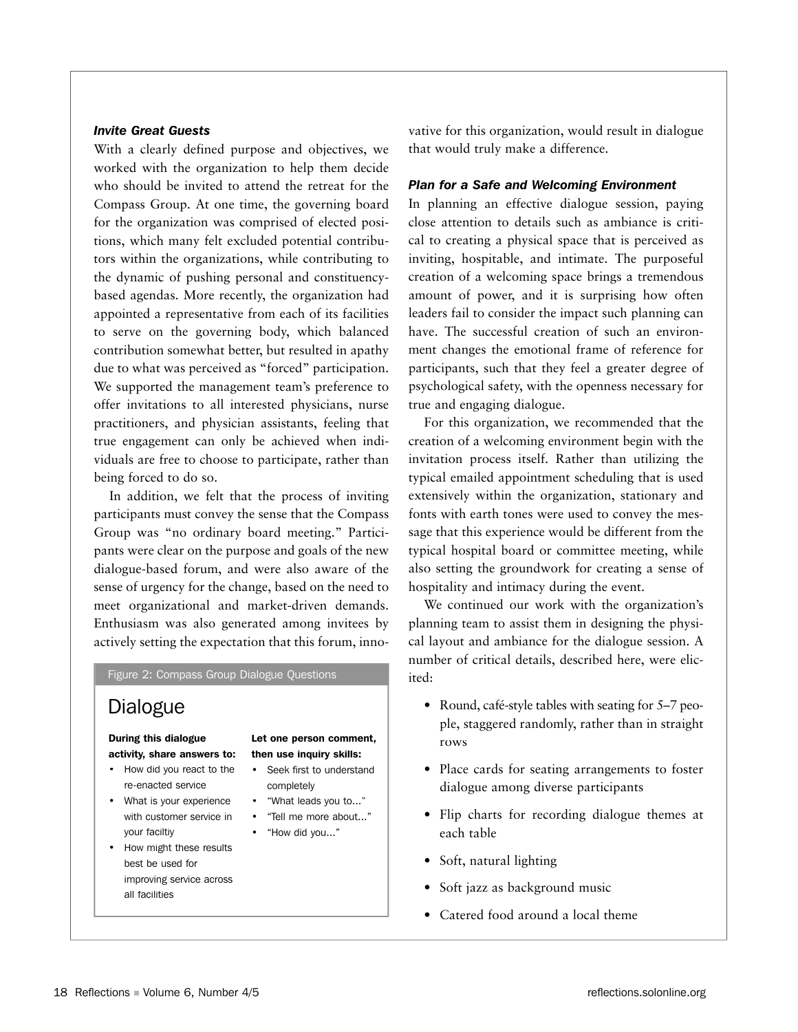### *Invite Great Guests*

With a clearly defined purpose and objectives, we worked with the organization to help them decide who should be invited to attend the retreat for the Compass Group. At one time, the governing board for the organization was comprised of elected positions, which many felt excluded potential contributors within the organizations, while contributing to the dynamic of pushing personal and constituency-based agendas. More recently, the organization had appointed a representative from each of its facilities to serve on the governing body, which balanced contribution somewhat better, but resulted in apathy due to what was perceived as "forced" participation. We supported the management team's preference to offer invitations to all interested physicians, nurse practitioners, and physician assistants, feeling that true engagement can only be achieved when individuals are free to choose to participate, rather than being forced to do so.

In addition, we felt that the process of inviting participants must convey the sense that the Compass Group was "no ordinary board meeting." Participants were clear on the purpose and goals of the new dialogue-based forum, and were also aware of the sense of urgency for the change, based on the need to meet organizational and market-driven demands. Enthusiasm was also generated among invitees by actively setting the expectation that this forum, innovative for this organization, would result in dialogue that would truly make a difference.

Figure 2: Compass Group Dialogue Questions

**Dialogue**

**During this dialogue activity, share answers to:**

- How did you react to the re-enacted service
- What is your experience with customer service in your faciltiy
- How might these results best be used for improving service across all facilities

**Let one person comment, then use inquiry skills:**

- Seek first to understand completely
- "What leads you to..."
- "Tell me more about..."
- "How did you..."

### *Plan for a Safe and Welcoming Environment*

In planning an effective dialogue session, paying close attention to details such as ambiance is critical to creating a physical space that is perceived as inviting, hospitable, and intimate. The purposeful creation of a welcoming space brings a tremendous amount of power, and it is surprising how often leaders fail to consider the impact such planning can have. The successful creation of such an environment changes the emotional frame of reference for participants, such that they feel a greater degree of psychological safety, with the openness necessary for true and engaging dialogue.

For this organization, we recommended that the creation of a welcoming environment begin with the invitation process itself. Rather than utilizing the typical emailed appointment scheduling that is used extensively within the organization, stationary and fonts with earth tones were used to convey the message that this experience would be different from the typical hospital board or committee meeting, while also setting the groundwork for creating a sense of hospitality and intimacy during the event.

We continued our work with the organization's planning team to assist them in designing the physical layout and ambiance for the dialogue session. A number of critical details, described here, were elicited:

- Round, café-style tables with seating for 5–7 people, staggered randomly, rather than in straight rows
- Place cards for seating arrangements to foster dialogue among diverse participants
- Flip charts for recording dialogue themes at each table
- Soft, natural lighting
- Soft jazz as background music
- Catered food around a local theme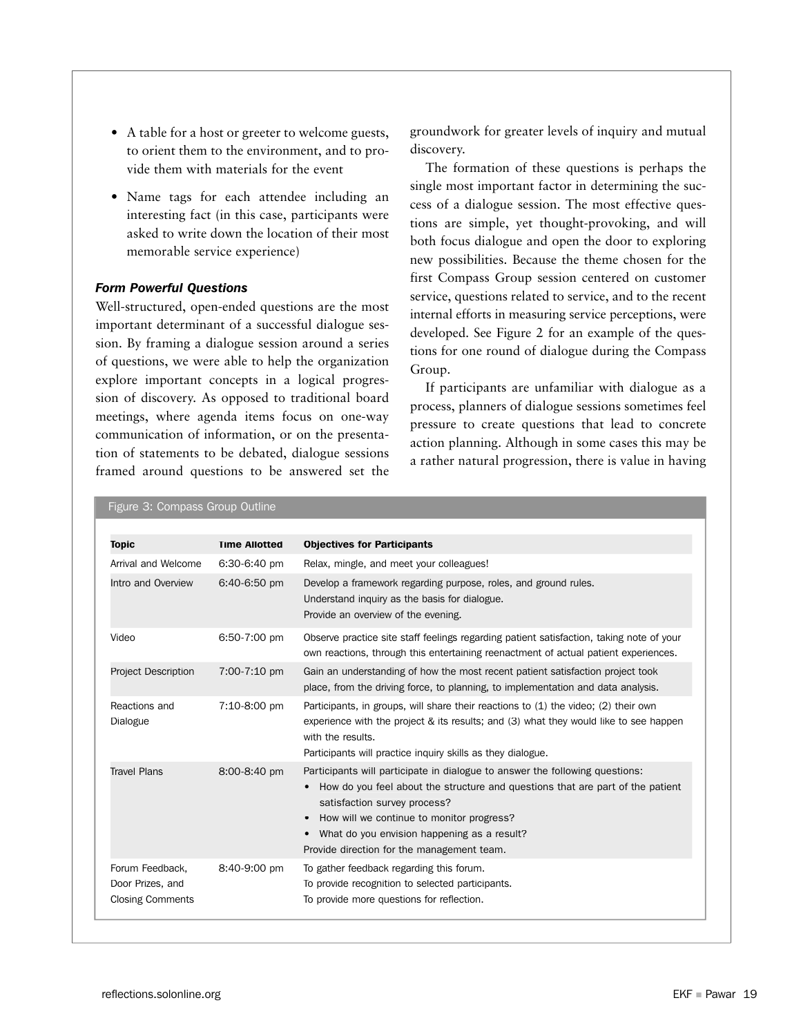- A table for a host or greeter to welcome guests, to orient them to the environment, and to provide them with materials for the event

- Name tags for each attendee including an interesting fact (in this case, participants were asked to write down the location of their most memorable service experience)

### *Form Powerful Questions*

Well-structured, open-ended questions are the most important determinant of a successful dialogue session. By framing a dialogue session around a series of questions, we were able to help the organization explore important concepts in a logical progression of discovery. As opposed to traditional board meetings, where agenda items focus on one-way communication of information, or on the presentation of statements to be debated, dialogue sessions framed around questions to be answered set the groundwork for greater levels of inquiry and mutual discovery.

The formation of these questions is perhaps the single most important factor in determining the success of a dialogue session. The most effective questions are simple, yet thought-provoking, and will both focus dialogue and open the door to exploring new possibilities. Because the theme chosen for the first Compass Group session centered on customer service, questions related to service, and to the recent internal efforts in measuring service perceptions, were developed. See Figure 2 for an example of the questions for one round of dialogue during the Compass Group.

If participants are unfamiliar with dialogue as a process, planners of dialogue sessions sometimes feel pressure to create questions that lead to concrete action planning. Although in some cases this may be a rather natural progression, there is value in having

Figure 3: Compass Group Outline

| Topic | Time Allotted | Objectives for Participants |
|---|---|---|
| Arrival and Welcome | 6:30-6:40 pm | Relax, mingle, and meet your colleagues! |
| Intro and Overview | 6:40-6:50 pm | Develop a framework regarding purpose, roles, and ground rules.<br>Understand inquiry as the basis for dialogue.<br>Provide an overview of the evening. |
| Video | 6:50-7:00 pm | Observe practice site staff feelings regarding patient satisfaction, taking note of your own reactions, through this entertaining reenactment of actual patient experiences. |
| Project Description | 7:00-7:10 pm | Gain an understanding of how the most recent patient satisfaction project took place, from the driving force, to planning, to implementation and data analysis. |
| Reactions and Dialogue | 7:10-8:00 pm | Participants, in groups, will share their reactions to (1) the video; (2) their own experience with the project & its results; and (3) what they would like to see happen with the results.<br>Participants will practice inquiry skills as they dialogue. |
| Travel Plans | 8:00-8:40 pm | Participants will participate in dialogue to answer the following questions:<br>• How do you feel about the structure and questions that are part of the patient satisfaction survey process?<br>• How will we continue to monitor progress?<br>• What do you envision happening as a result?<br>Provide direction for the management team. |
| Forum Feedback, Door Prizes, and Closing Comments | 8:40-9:00 pm | To gather feedback regarding this forum.<br>To provide recognition to selected participants.<br>To provide more questions for reflection. |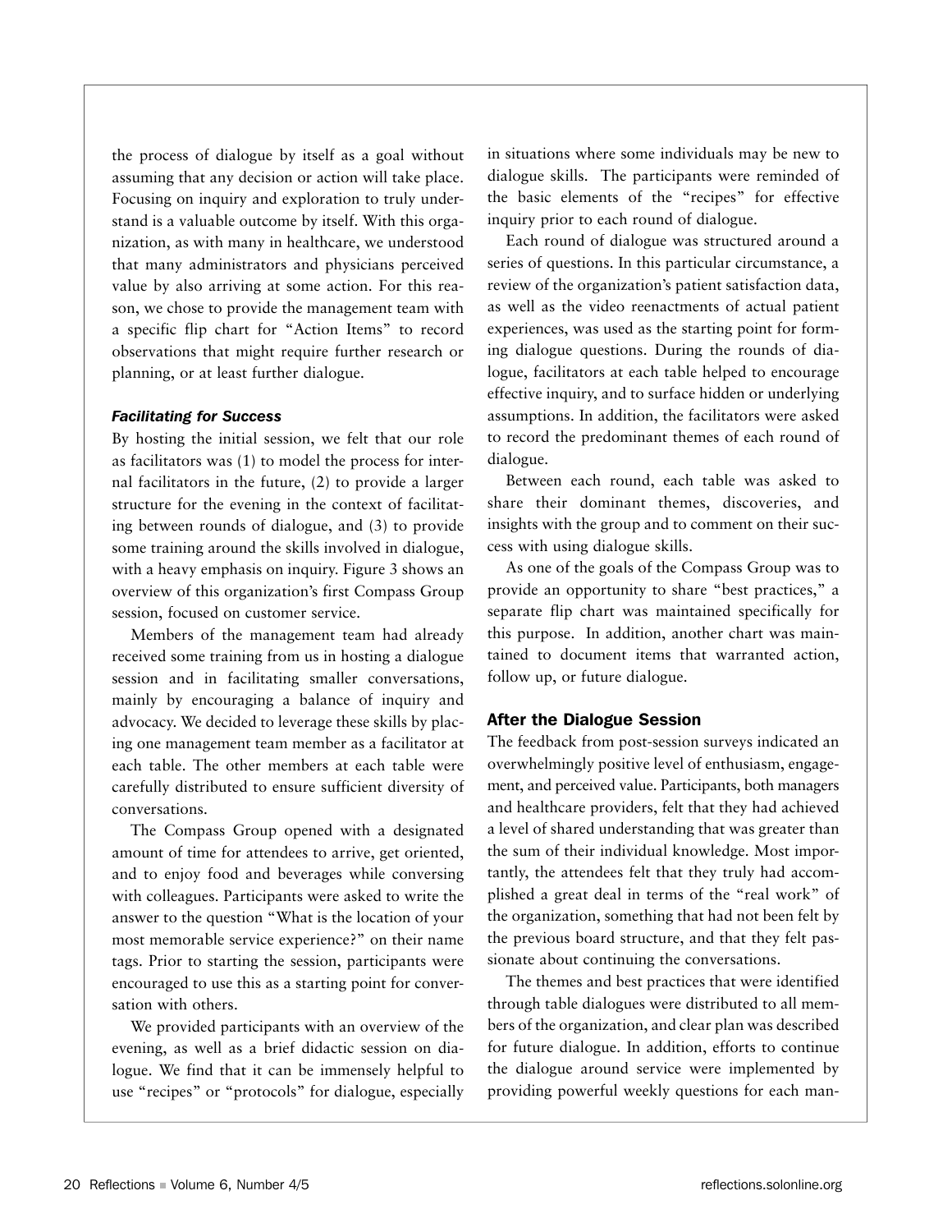the process of dialogue by itself as a goal without assuming that any decision or action will take place. Focusing on inquiry and exploration to truly understand is a valuable outcome by itself. With this organization, as with many in healthcare, we understood that many administrators and physicians perceived value by also arriving at some action. For this reason, we chose to provide the management team with a specific flip chart for "Action Items" to record observations that might require further research or planning, or at least further dialogue.

### *Facilitating for Success*

By hosting the initial session, we felt that our role as facilitators was (1) to model the process for internal facilitators in the future, (2) to provide a larger structure for the evening in the context of facilitating between rounds of dialogue, and (3) to provide some training around the skills involved in dialogue, with a heavy emphasis on inquiry. Figure 3 shows an overview of this organization's first Compass Group session, focused on customer service.

Members of the management team had already received some training from us in hosting a dialogue session and in facilitating smaller conversations, mainly by encouraging a balance of inquiry and advocacy. We decided to leverage these skills by placing one management team member as a facilitator at each table. The other members at each table were carefully distributed to ensure sufficient diversity of conversations.

The Compass Group opened with a designated amount of time for attendees to arrive, get oriented, and to enjoy food and beverages while conversing with colleagues. Participants were asked to write the answer to the question "What is the location of your most memorable service experience?" on their name tags. Prior to starting the session, participants were encouraged to use this as a starting point for conversation with others.

We provided participants with an overview of the evening, as well as a brief didactic session on dialogue. We find that it can be immensely helpful to use "recipes" or "protocols" for dialogue, especially in situations where some individuals may be new to dialogue skills. The participants were reminded of the basic elements of the "recipes" for effective inquiry prior to each round of dialogue.

Each round of dialogue was structured around a series of questions. In this particular circumstance, a review of the organization's patient satisfaction data, as well as the video reenactments of actual patient experiences, was used as the starting point for forming dialogue questions. During the rounds of dialogue, facilitators at each table helped to encourage effective inquiry, and to surface hidden or underlying assumptions. In addition, the facilitators were asked to record the predominant themes of each round of dialogue.

Between each round, each table was asked to share their dominant themes, discoveries, and insights with the group and to comment on their success with using dialogue skills.

As one of the goals of the Compass Group was to provide an opportunity to share "best practices," a separate flip chart was maintained specifically for this purpose. In addition, another chart was maintained to document items that warranted action, follow up, or future dialogue.

## After the Dialogue Session

The feedback from post-session surveys indicated an overwhelmingly positive level of enthusiasm, engagement, and perceived value. Participants, both managers and healthcare providers, felt that they had achieved a level of shared understanding that was greater than the sum of their individual knowledge. Most importantly, the attendees felt that they truly had accomplished a great deal in terms of the "real work" of the organization, something that had not been felt by the previous board structure, and that they felt passionate about continuing the conversations.

The themes and best practices that were identified through table dialogues were distributed to all members of the organization, and clear plan was described for future dialogue. In addition, efforts to continue the dialogue around service were implemented by providing powerful weekly questions for each man-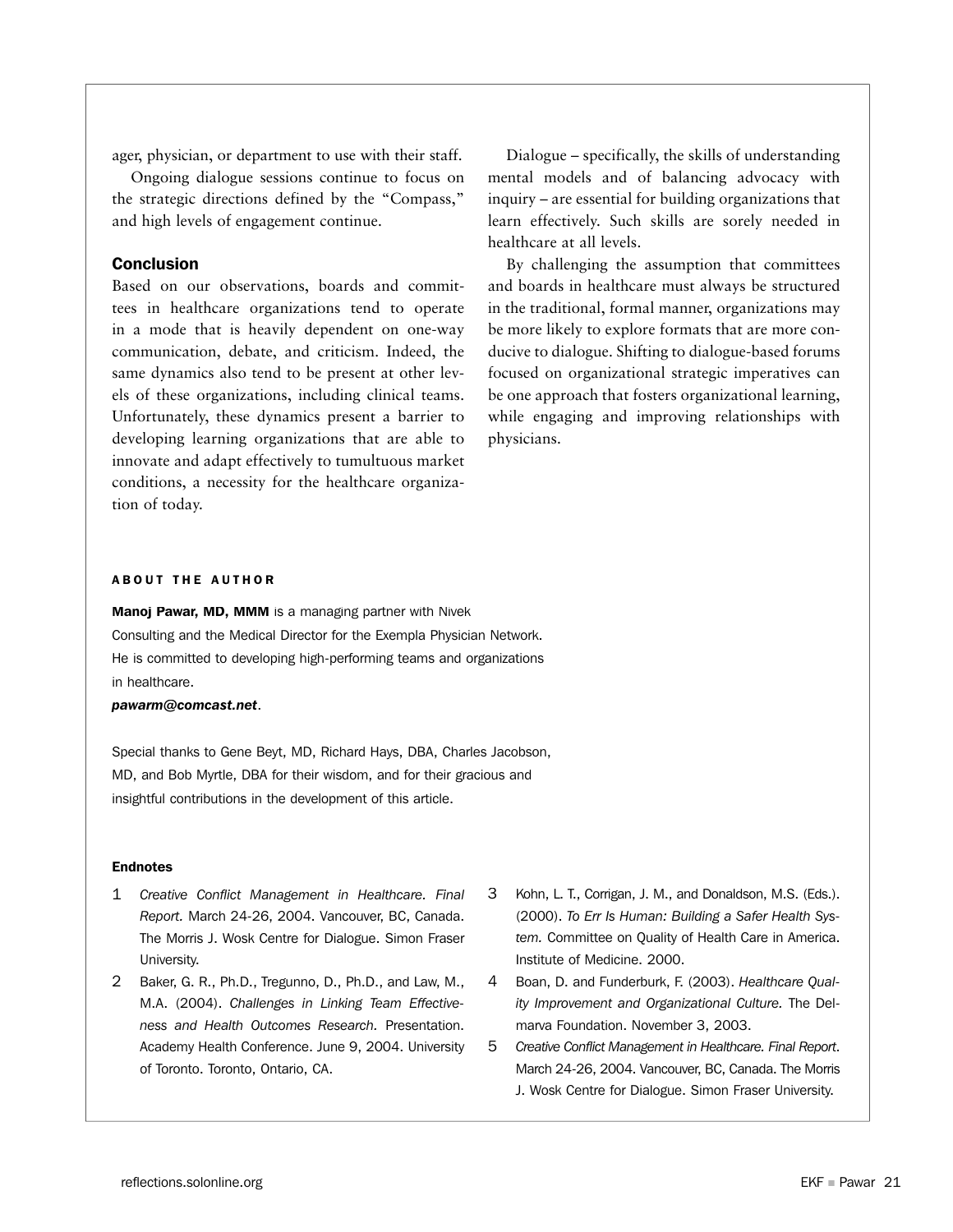ager, physician, or department to use with their staff.

Ongoing dialogue sessions continue to focus on the strategic directions defined by the "Compass," and high levels of engagement continue.

## Conclusion

Based on our observations, boards and committees in healthcare organizations tend to operate in a mode that is heavily dependent on one-way communication, debate, and criticism. Indeed, the same dynamics also tend to be present at other levels of these organizations, including clinical teams. Unfortunately, these dynamics present a barrier to developing learning organizations that are able to innovate and adapt effectively to tumultuous market conditions, a necessity for the healthcare organization of today.

Dialogue – specifically, the skills of understanding mental models and of balancing advocacy with inquiry – are essential for building organizations that learn effectively. Such skills are sorely needed in healthcare at all levels.

By challenging the assumption that committees and boards in healthcare must always be structured in the traditional, formal manner, organizations may be more likely to explore formats that are more conducive to dialogue. Shifting to dialogue-based forums focused on organizational strategic imperatives can be one approach that fosters organizational learning, while engaging and improving relationships with physicians.

### ABOUT THE AUTHOR

**Manoj Pawar, MD, MMM** is a managing partner with Nivek Consulting and the Medical Director for the Exempla Physician Network. He is committed to developing high-performing teams and organizations in healthcare.

***pawarm@comcast.net***.

Special thanks to Gene Beyt, MD, Richard Hays, DBA, Charles Jacobson, MD, and Bob Myrtle, DBA for their wisdom, and for their gracious and insightful contributions in the development of this article.

### Endnotes

1. *Creative Conflict Management in Healthcare. Final Report.* March 24-26, 2004. Vancouver, BC, Canada. The Morris J. Wosk Centre for Dialogue. Simon Fraser University.
2. Baker, G. R., Ph.D., Tregunno, D., Ph.D., and Law, M., M.A. (2004). *Challenges in Linking Team Effectiveness and Health Outcomes Research.* Presentation. Academy Health Conference. June 9, 2004. University of Toronto. Toronto, Ontario, CA.
3. Kohn, L. T., Corrigan, J. M., and Donaldson, M.S. (Eds.). (2000). *To Err Is Human: Building a Safer Health System.* Committee on Quality of Health Care in America. Institute of Medicine. 2000.
4. Boan, D. and Funderburk, F. (2003). *Healthcare Quality Improvement and Organizational Culture.* The Delmarva Foundation. November 3, 2003.
5. *Creative Conflict Management in Healthcare. Final Report.* March 24-26, 2004. Vancouver, BC, Canada. The Morris J. Wosk Centre for Dialogue. Simon Fraser University.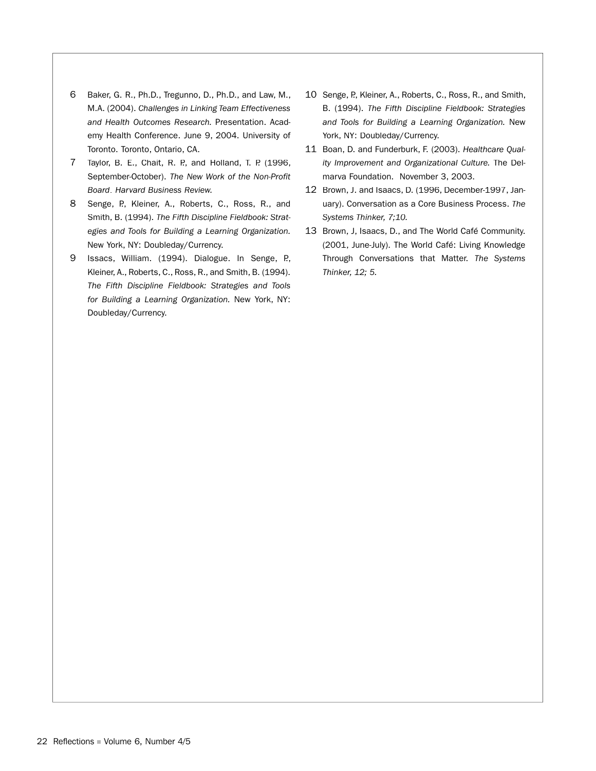6. Baker, G. R., Ph.D., Tregunno, D., Ph.D., and Law, M., M.A. (2004). *Challenges in Linking Team Effectiveness and Health Outcomes Research.* Presentation. Academy Health Conference. June 9, 2004. University of Toronto. Toronto, Ontario, CA.
7. Taylor, B. E., Chait, R. P., and Holland, T. P. (1996, September-October). *The New Work of the Non-Profit Board*. *Harvard Business Review.*
8. Senge, P., Kleiner, A., Roberts, C., Ross, R., and Smith, B. (1994). *The Fifth Discipline Fieldbook: Strategies and Tools for Building a Learning Organization.* New York, NY: Doubleday/Currency.
9. Issacs, William. (1994). Dialogue. In Senge, P., Kleiner, A., Roberts, C., Ross, R., and Smith, B. (1994). *The Fifth Discipline Fieldbook: Strategies and Tools for Building a Learning Organization.* New York, NY: Doubleday/Currency.
10. Senge, P., Kleiner, A., Roberts, C., Ross, R., and Smith, B. (1994). *The Fifth Discipline Fieldbook: Strategies and Tools for Building a Learning Organization.* New York, NY: Doubleday/Currency.
11. Boan, D. and Funderburk, F. (2003). *Healthcare Quality Improvement and Organizational Culture.* The Delmarva Foundation. November 3, 2003.
12. Brown, J. and Isaacs, D. (1996, December-1997, January). Conversation as a Core Business Process. *The Systems Thinker, 7;10.*
13. Brown, J, Isaacs, D., and The World Café Community. (2001, June-July). The World Café: Living Knowledge Through Conversations that Matter. *The Systems Thinker, 12; 5.*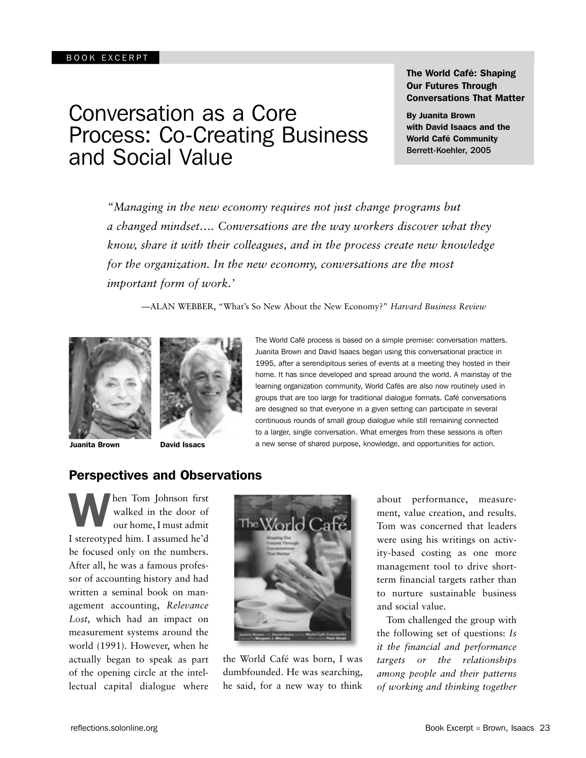BOOK EXCERPT

# Conversation as a Core Process: Co-Creating Business and Social Value

**The World Café: Shaping Our Futures Through Conversations That Matter**

**By Juanita Brown with David Isaacs and the World Café Community**
Berrett-Koehler, 2005

*"Managing in the new economy requires not just change programs but a changed mindset…. Conversations are the way workers discover what they know, share it with their colleagues, and in the process create new knowledge for the organization. In the new economy, conversations are the most important form of work.'*

—ALAN WEBBER, "What's So New About the New Economy?" *Harvard Business Review*

**Juanita Brown** **David Issacs**

The World Café process is based on a simple premise: conversation matters. Juanita Brown and David Isaacs began using this conversational practice in 1995, after a serendipitous series of events at a meeting they hosted in their home. It has since developed and spread around the world. A mainstay of the learning organization community, World Cafés are also now routinely used in groups that are too large for traditional dialogue formats. Café conversations are designed so that everyone in a given setting can participate in several continuous rounds of small group dialogue while still remaining connected to a larger, single conversation. What emerges from these sessions is often a new sense of shared purpose, knowledge, and opportunities for action.

## Perspectives and Observations

When Tom Johnson first walked in the door of our home, I must admit I stereotyped him. I assumed he'd be focused only on the numbers. After all, he was a famous professor of accounting history and had written a seminal book on management accounting, *Relevance Lost*, which had an impact on measurement systems around the world (1991). However, when he actually began to speak as part of the opening circle at the intellectual capital dialogue where the World Café was born, I was dumbfounded. He was searching, he said, for a new way to think about performance, measurement, value creation, and results. Tom was concerned that leaders were using his writings on activity-based costing as one more management tool to drive short-term financial targets rather than to nurture sustainable business and social value.

Tom challenged the group with the following set of questions: *Is it the financial and performance targets or the relationships among people and their patterns of working and thinking together*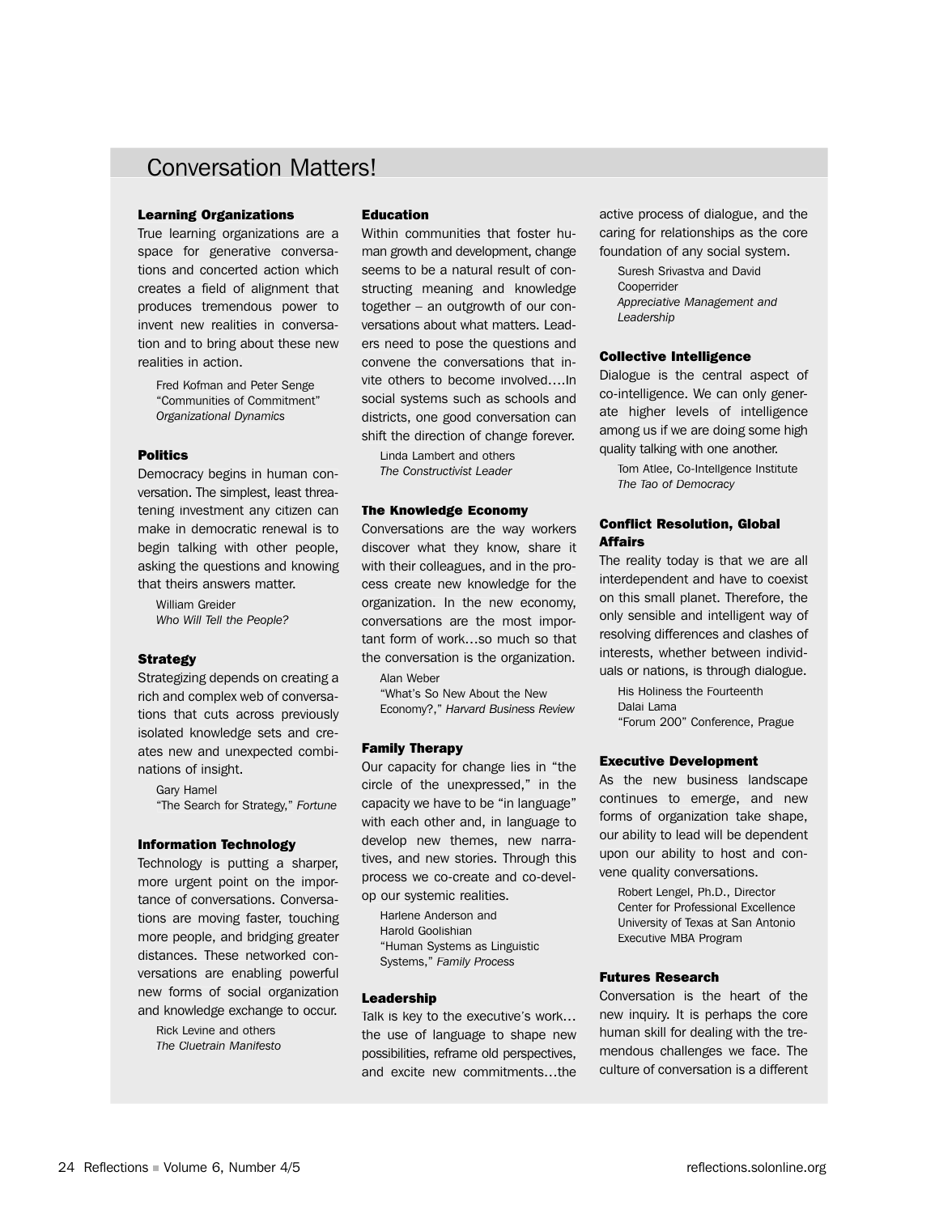## Conversation Matters!

### Learning Organizations

True learning organizations are a space for generative conversations and concerted action which creates a field of alignment that produces tremendous power to invent new realities in conversation and to bring about these new realities in action.

Fred Kofman and Peter Senge
"Communities of Commitment"
*Organizational Dynamics*

### Politics

Democracy begins in human conversation. The simplest, least threatening investment any citizen can make in democratic renewal is to begin talking with other people, asking the questions and knowing that theirs answers matter.

William Greider
*Who Will Tell the People?*

### Strategy

Strategizing depends on creating a rich and complex web of conversations that cuts across previously isolated knowledge sets and creates new and unexpected combinations of insight.

Gary Hamel
"The Search for Strategy," *Fortune*

### Information Technology

Technology is putting a sharper, more urgent point on the importance of conversations. Conversations are moving faster, touching more people, and bridging greater distances. These networked conversations are enabling powerful new forms of social organization and knowledge exchange to occur.

Rick Levine and others
*The Cluetrain Manifesto*

### Education

Within communities that foster human growth and development, change seems to be a natural result of constructing meaning and knowledge together – an outgrowth of our conversations about what matters. Leaders need to pose the questions and convene the conversations that invite others to become involved….In social systems such as schools and districts, one good conversation can shift the direction of change forever.

Linda Lambert and others
*The Constructivist Leader*

### The Knowledge Economy

Conversations are the way workers discover what they know, share it with their colleagues, and in the process create new knowledge for the organization. In the new economy, conversations are the most important form of work…so much so that the conversation is the organization.

Alan Weber
"What's So New About the New Economy?," *Harvard Business Review*

### Family Therapy

Our capacity for change lies in "the circle of the unexpressed," in the capacity we have to be "in language" with each other and, in language to develop new themes, new narratives, and new stories. Through this process we co-create and co-develop our systemic realities.

Harlene Anderson and
Harold Goolishian
"Human Systems as Linguistic Systems," *Family Process*

### Leadership

Talk is key to the executive's work…the use of language to shape new possibilities, reframe old perspectives, and excite new commitments…the active process of dialogue, and the caring for relationships as the core foundation of any social system.

Suresh Srivastva and David Cooperrider
*Appreciative Management and Leadership*

### Collective Intelligence

Dialogue is the central aspect of co-intelligence. We can only generate higher levels of intelligence among us if we are doing some high quality talking with one another.

Tom Atlee, Co-Intellgence Institute
*The Tao of Democracy*

### Conflict Resolution, Global Affairs

The reality today is that we are all interdependent and have to coexist on this small planet. Therefore, the only sensible and intelligent way of resolving differences and clashes of interests, whether between individuals or nations, is through dialogue.

His Holiness the Fourteenth Dalai Lama
"Forum 200" Conference, Prague

### Executive Development

As the new business landscape continues to emerge, and new forms of organization take shape, our ability to lead will be dependent upon our ability to host and convene quality conversations.

Robert Lengel, Ph.D., Director
Center for Professional Excellence
University of Texas at San Antonio
Executive MBA Program

### Futures Research

Conversation is the heart of the new inquiry. It is perhaps the core human skill for dealing with the tremendous challenges we face. The culture of conversation is a different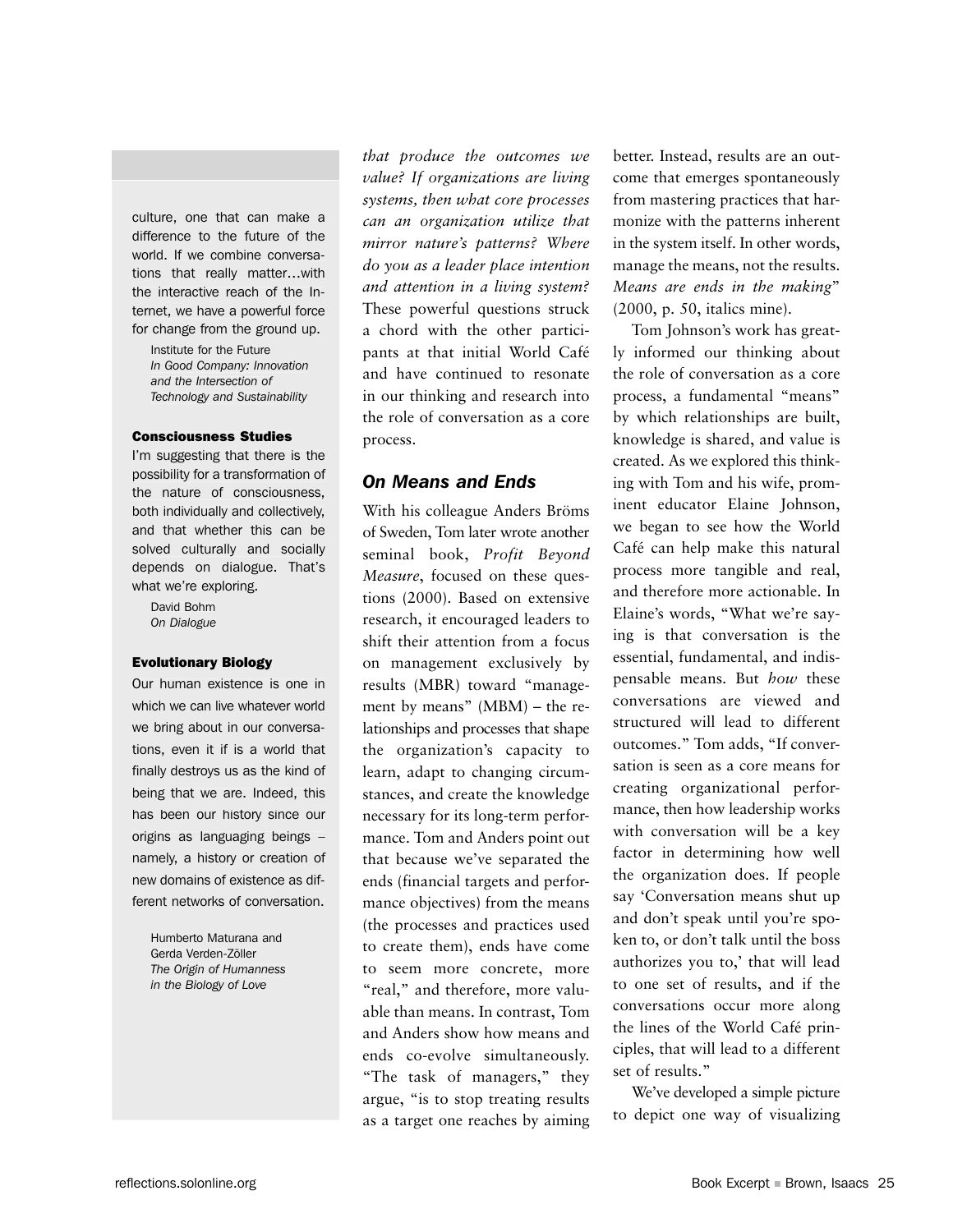culture, one that can make a difference to the future of the world. If we combine conversations that really matter…with the interactive reach of the Internet, we have a powerful force for change from the ground up.

Institute for the Future
*In Good Company: Innovation and the Intersection of Technology and Sustainability*

**Consciousness Studies**

I'm suggesting that there is the possibility for a transformation of the nature of consciousness, both individually and collectively, and that whether this can be solved culturally and socially depends on dialogue. That's what we're exploring.

David Bohm
*On Dialogue*

**Evolutionary Biology**

Our human existence is one in which we can live whatever world we bring about in our conversations, even it if is a world that finally destroys us as the kind of being that we are. Indeed, this has been our history since our origins as languaging beings – namely, a history or creation of new domains of existence as different networks of conversation.

Humberto Maturana and Gerda Verden-Zöller
*The Origin of Humanness in the Biology of Love*

*that produce the outcomes we value? If organizations are living systems, then what core processes can an organization utilize that mirror nature's patterns? Where do you as a leader place intention and attention in a living system?* These powerful questions struck a chord with the other participants at that initial World Café and have continued to resonate in our thinking and research into the role of conversation as a core process.

## On Means and Ends

With his colleague Anders Bröms of Sweden, Tom later wrote another seminal book, *Profit Beyond Measure*, focused on these questions (2000). Based on extensive research, it encouraged leaders to shift their attention from a focus on management exclusively by results (MBR) toward "management by means" (MBM) – the relationships and processes that shape the organization's capacity to learn, adapt to changing circumstances, and create the knowledge necessary for its long-term performance. Tom and Anders point out that because we've separated the ends (financial targets and performance objectives) from the means (the processes and practices used to create them), ends have come to seem more concrete, more "real," and therefore, more valuable than means. In contrast, Tom and Anders show how means and ends co-evolve simultaneously. "The task of managers," they argue, "is to stop treating results as a target one reaches by aiming better. Instead, results are an outcome that emerges spontaneously from mastering practices that harmonize with the patterns inherent in the system itself. In other words, manage the means, not the results. *Means are ends in the making*" (2000, p. 50, italics mine).

Tom Johnson's work has greatly informed our thinking about the role of conversation as a core process, a fundamental "means" by which relationships are built, knowledge is shared, and value is created. As we explored this thinking with Tom and his wife, prominent educator Elaine Johnson, we began to see how the World Café can help make this natural process more tangible and real, and therefore more actionable. In Elaine's words, "What we're saying is that conversation is the essential, fundamental, and indispensable means. But *how* these conversations are viewed and structured will lead to different outcomes." Tom adds, "If conversation is seen as a core means for creating organizational performance, then how leadership works with conversation will be a key factor in determining how well the organization does. If people say 'Conversation means shut up and don't speak until you're spoken to, or don't talk until the boss authorizes you to,' that will lead to one set of results, and if the conversations occur more along the lines of the World Café principles, that will lead to a different set of results."

We've developed a simple picture to depict one way of visualizing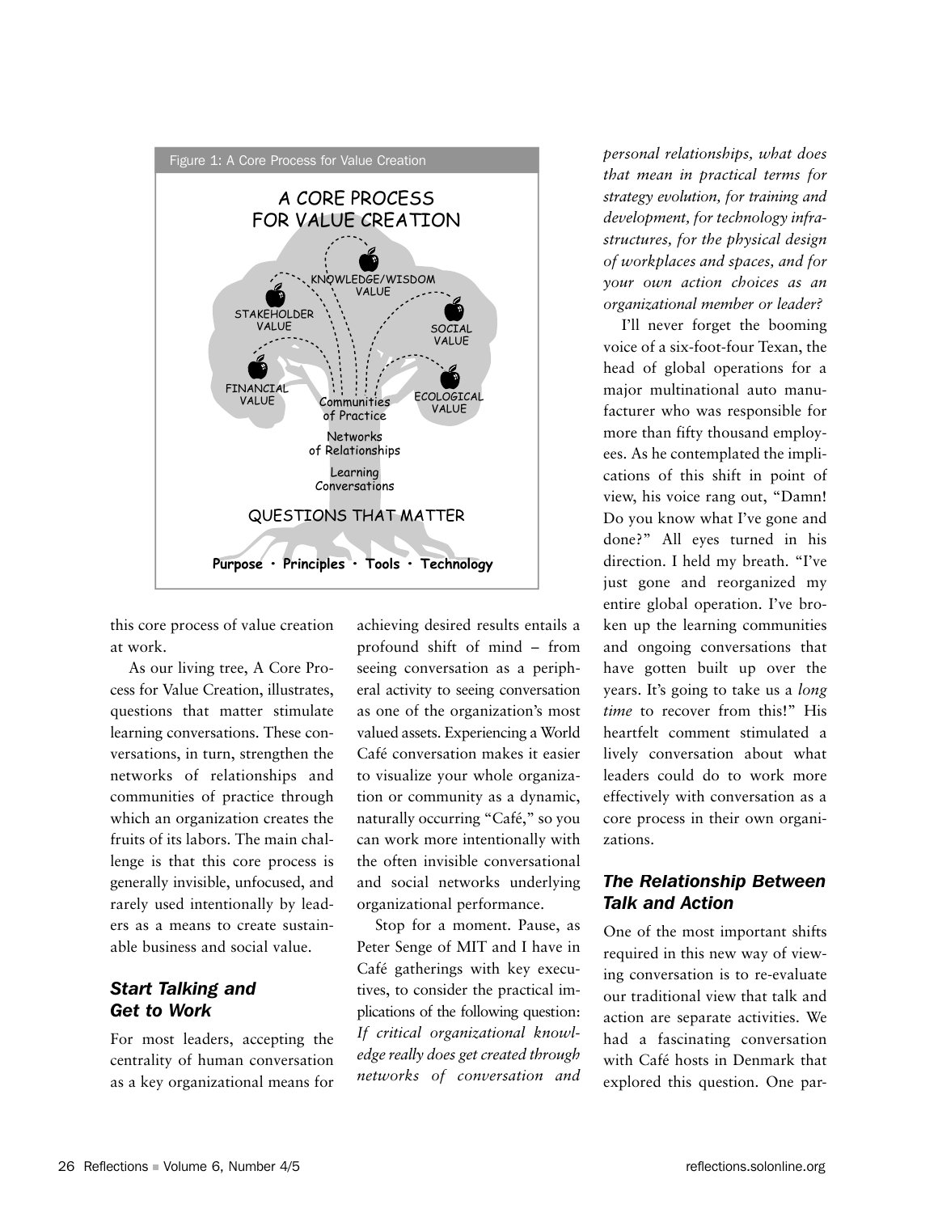Figure 1: A Core Process for Value Creation

A CORE PROCESS FOR VALUE CREATION

KNOWLEDGE/WISDOM VALUE

STAKEHOLDER VALUE

SOCIAL VALUE

FINANCIAL VALUE

ECOLOGICAL VALUE

Communities of Practice

Networks of Relationships

Learning Conversations

QUESTIONS THAT MATTER

**Purpose • Principles • Tools • Technology**

this core process of value creation at work.

As our living tree, A Core Process for Value Creation, illustrates, questions that matter stimulate learning conversations. These conversations, in turn, strengthen the networks of relationships and communities of practice through which an organization creates the fruits of its labors. The main challenge is that this core process is generally invisible, unfocused, and rarely used intentionally by leaders as a means to create sustainable business and social value.

### *Start Talking and Get to Work*

For most leaders, accepting the centrality of human conversation as a key organizational means for achieving desired results entails a profound shift of mind – from seeing conversation as a peripheral activity to seeing conversation as one of the organization's most valued assets. Experiencing a World Café conversation makes it easier to visualize your whole organization or community as a dynamic, naturally occurring "Café," so you can work more intentionally with the often invisible conversational and social networks underlying organizational performance.

Stop for a moment. Pause, as Peter Senge of MIT and I have in Café gatherings with key executives, to consider the practical implications of the following question: *If critical organizational knowledge really does get created through networks of conversation and personal relationships, what does that mean in practical terms for strategy evolution, for training and development, for technology infrastructures, for the physical design of workplaces and spaces, and for your own action choices as an organizational member or leader?*

I'll never forget the booming voice of a six-foot-four Texan, the head of global operations for a major multinational auto manufacturer who was responsible for more than fifty thousand employees. As he contemplated the implications of this shift in point of view, his voice rang out, "Damn! Do you know what I've gone and done?" All eyes turned in his direction. I held my breath. "I've just gone and reorganized my entire global operation. I've broken up the learning communities and ongoing conversations that have gotten built up over the years. It's going to take us a *long time* to recover from this!" His heartfelt comment stimulated a lively conversation about what leaders could do to work more effectively with conversation as a core process in their own organizations.

### *The Relationship Between Talk and Action*

One of the most important shifts required in this new way of viewing conversation is to re-evaluate our traditional view that talk and action are separate activities. We had a fascinating conversation with Café hosts in Denmark that explored this question. One par-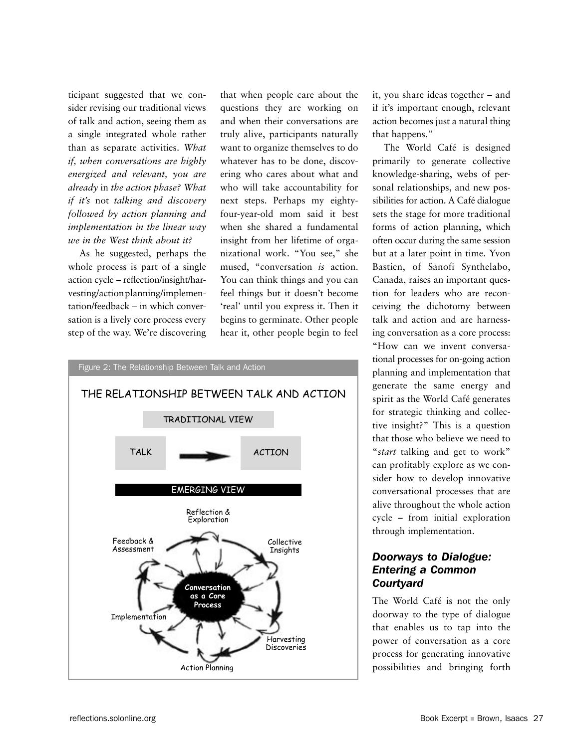ticipant suggested that we consider revising our traditional views of talk and action, seeing them as a single integrated whole rather than as separate activities. *What if, when conversations are highly energized and relevant, you are already* in *the action phase? What if it's* not *talking and discovery followed by action planning and implementation in the linear way we in the West think about it?*

As he suggested, perhaps the whole process is part of a single action cycle – reflection/insight/harvesting/action planning/implementation/feedback – in which conversation is a lively core process every step of the way. We're discovering that when people care about the questions they are working on and when their conversations are truly alive, participants naturally want to organize themselves to do whatever has to be done, discovering who cares about what and who will take accountability for next steps. Perhaps my eighty-four-year-old mom said it best when she shared a fundamental insight from her lifetime of organizational work. "You see," she mused, "conversation *is* action. You can think things and you can feel things but it doesn't become 'real' until you express it. Then it begins to germinate. Other people hear it, other people begin to feel it, you share ideas together – and if it's important enough, relevant action becomes just a natural thing that happens."

Figure 2: The Relationship Between Talk and Action

THE RELATIONSHIP BETWEEN TALK AND ACTION

TRADITIONAL VIEW

TALK

ACTION

EMERGING VIEW

Reflection & Exploration

Collective Insights

Harvesting Discoveries

Action Planning

Implementation

Feedback & Assessment

Conversation as a Core Process

The World Café is designed primarily to generate collective knowledge-sharing, webs of personal relationships, and new possibilities for action. A Café dialogue sets the stage for more traditional forms of action planning, which often occur during the same session but at a later point in time. Yvon Bastien, of Sanofi Synthelabo, Canada, raises an important question for leaders who are reconceiving the dichotomy between talk and action and are harnessing conversation as a core process: "How can we invent conversational processes for on-going action planning and implementation that generate the same energy and spirit as the World Café generates for strategic thinking and collective insight?" This is a question that those who believe we need to "*start* talking and get to work" can profitably explore as we consider how to develop innovative conversational processes that are alive throughout the whole action cycle – from initial exploration through implementation.

### Doorways to Dialogue: Entering a Common Courtyard

The World Café is not the only doorway to the type of dialogue that enables us to tap into the power of conversation as a core process for generating innovative possibilities and bringing forth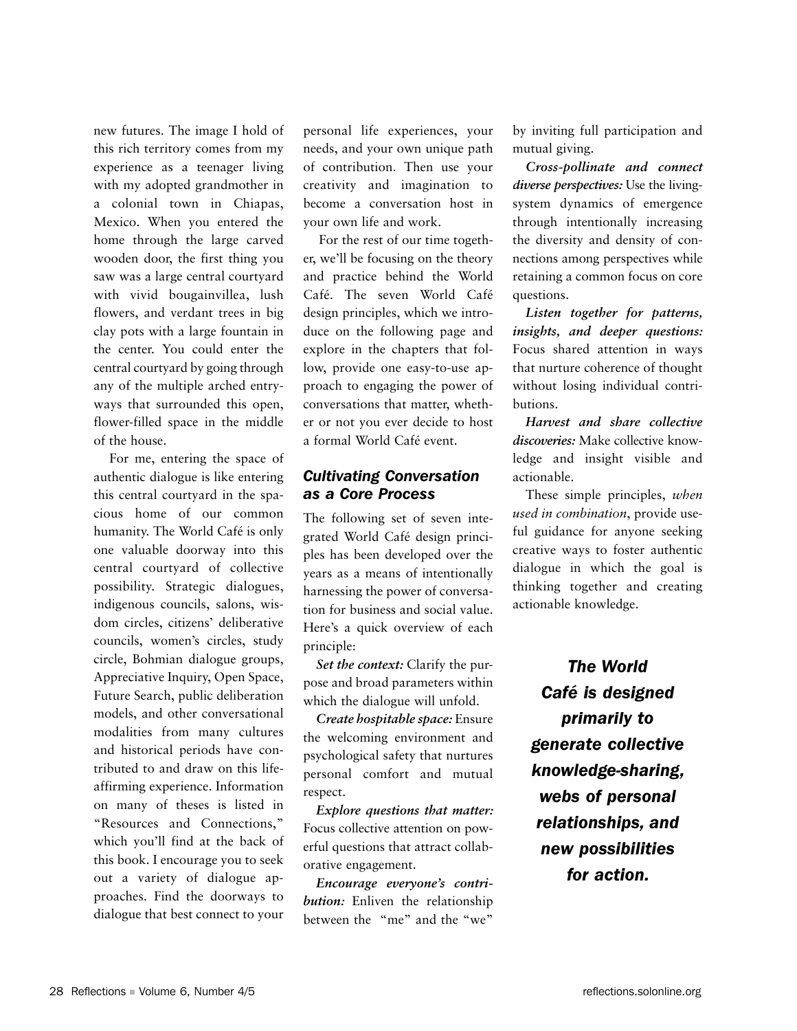new futures. The image I hold of this rich territory comes from my experience as a teenager living with my adopted grandmother in a colonial town in Chiapas, Mexico. When you entered the home through the large carved wooden door, the first thing you saw was a large central courtyard with vivid bougainvillea, lush flowers, and verdant trees in big clay pots with a large fountain in the center. You could enter the central courtyard by going through any of the multiple arched entryways that surrounded this open, flower-filled space in the middle of the house.

For me, entering the space of authentic dialogue is like entering this central courtyard in the spacious home of our common humanity. The World Café is only one valuable doorway into this central courtyard of collective possibility. Strategic dialogues, indigenous councils, salons, wisdom circles, citizens' deliberative councils, women's circles, study circle, Bohmian dialogue groups, Appreciative Inquiry, Open Space, Future Search, public deliberation models, and other conversational modalities from many cultures and historical periods have contributed to and draw on this life-affirming experience. Information on many of theses is listed in "Resources and Connections," which you'll find at the back of this book. I encourage you to seek out a variety of dialogue approaches. Find the doorways to dialogue that best connect to your personal life experiences, your needs, and your own unique path of contribution. Then use your creativity and imagination to become a conversation host in your own life and work.

For the rest of our time together, we'll be focusing on the theory and practice behind the World Café. The seven World Café design principles, which we introduce on the following page and explore in the chapters that follow, provide one easy-to-use approach to engaging the power of conversations that matter, whether or not you ever decide to host a formal World Café event.

## Cultivating Conversation as a Core Process

The following set of seven integrated World Café design principles has been developed over the years as a means of intentionally harnessing the power of conversation for business and social value. Here's a quick overview of each principle:

*Set the context:* Clarify the purpose and broad parameters within which the dialogue will unfold.

*Create hospitable space:* Ensure the welcoming environment and psychological safety that nurtures personal comfort and mutual respect.

*Explore questions that matter:* Focus collective attention on powerful questions that attract collaborative engagement.

*Encourage everyone's contribution:* Enliven the relationship between the "me" and the "we" by inviting full participation and mutual giving.

*Cross-pollinate and connect diverse perspectives:* Use the living-system dynamics of emergence through intentionally increasing the diversity and density of connections among perspectives while retaining a common focus on core questions.

*Listen together for patterns, insights, and deeper questions:* Focus shared attention in ways that nurture coherence of thought without losing individual contributions.

*Harvest and share collective discoveries:* Make collective knowledge and insight visible and actionable.

These simple principles, *when used in combination*, provide useful guidance for anyone seeking creative ways to foster authentic dialogue in which the goal is thinking together and creating actionable knowledge.

***The World Café is designed primarily to generate collective knowledge-sharing, webs of personal relationships, and new possibilities for action.***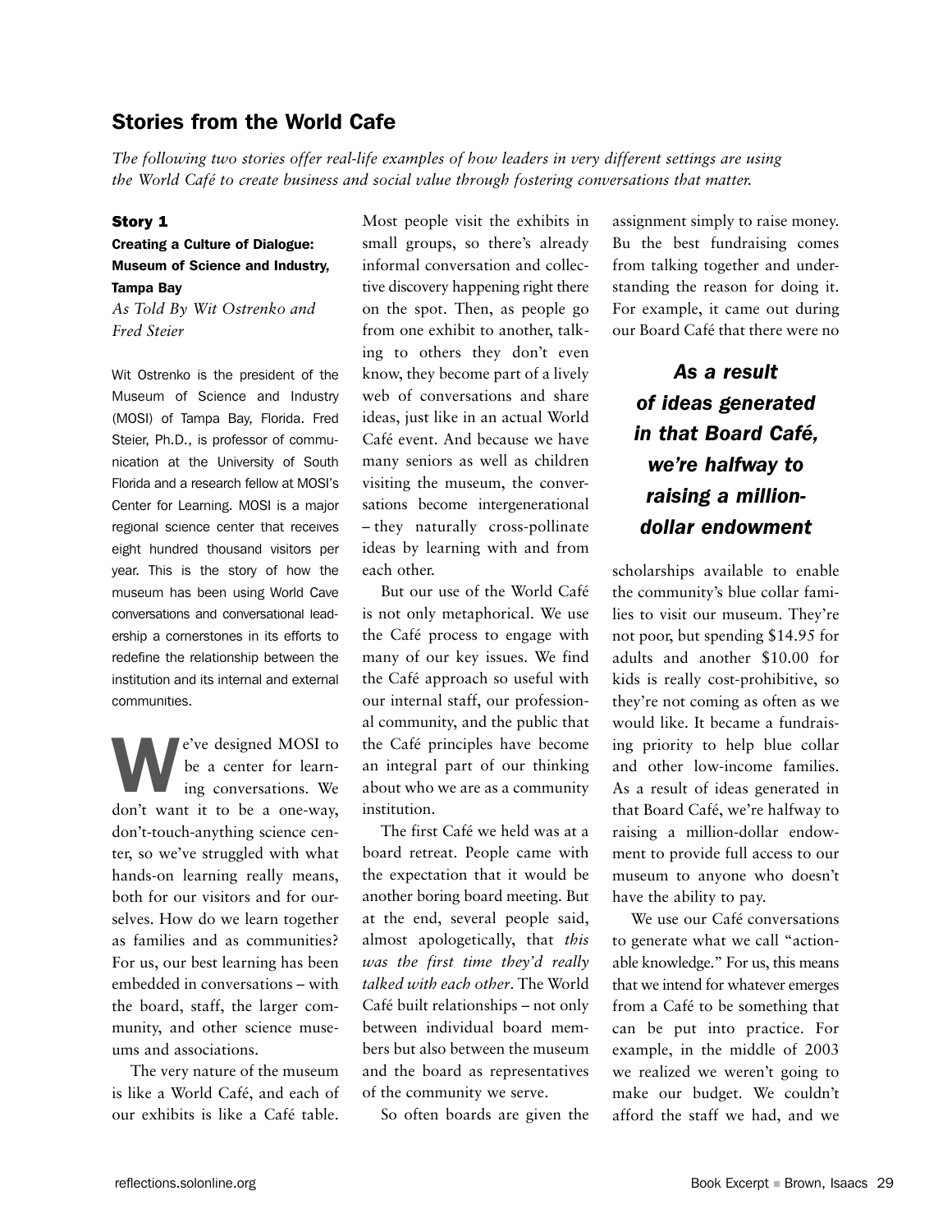## Stories from the World Cafe

*The following two stories offer real-life examples of how leaders in very different settings are using the World Café to create business and social value through fostering conversations that matter.*

### Story 1

**Creating a Culture of Dialogue: Museum of Science and Industry, Tampa Bay**

*As Told By Wit Ostrenko and Fred Steier*

Wit Ostrenko is the president of the Museum of Science and Industry (MOSI) of Tampa Bay, Florida. Fred Steier, Ph.D., is professor of communication at the University of South Florida and a research fellow at MOSI's Center for Learning. MOSI is a major regional science center that receives eight hundred thousand visitors per year. This is the story of how the museum has been using World Cave conversations and conversational leadership a cornerstones in its efforts to redefine the relationship between the institution and its internal and external communities.

We've designed MOSI to be a center for learning conversations. We don't want it to be a one-way, don't-touch-anything science center, so we've struggled with what hands-on learning really means, both for our visitors and for ourselves. How do we learn together as families and as communities? For us, our best learning has been embedded in conversations – with the board, staff, the larger community, and other science museums and associations.

The very nature of the museum is like a World Café, and each of our exhibits is like a Café table. Most people visit the exhibits in small groups, so there's already informal conversation and collective discovery happening right there on the spot. Then, as people go from one exhibit to another, talking to others they don't even know, they become part of a lively web of conversations and share ideas, just like in an actual World Café event. And because we have many seniors as well as children visiting the museum, the conversations become intergenerational – they naturally cross-pollinate ideas by learning with and from each other.

But our use of the World Café is not only metaphorical. We use the Café process to engage with many of our key issues. We find the Café approach so useful with our internal staff, our professional community, and the public that the Café principles have become an integral part of our thinking about who we are as a community institution.

The first Café we held was at a board retreat. People came with the expectation that it would be another boring board meeting. But at the end, several people said, almost apologetically, that *this was the first time they'd really talked with each other*. The World Café built relationships – not only between individual board members but also between the museum and the board as representatives of the community we serve.

So often boards are given the assignment simply to raise money. Bu the best fundraising comes from talking together and understanding the reason for doing it. For example, it came out during our Board Café that there were no scholarships available to enable the community's blue collar families to visit our museum. They're not poor, but spending $14.95 for adults and another $10.00 for kids is really cost-prohibitive, so they're not coming as often as we would like. It became a fundraising priority to help blue collar and other low-income families. As a result of ideas generated in that Board Café, we're halfway to raising a million-dollar endowment to provide full access to our museum to anyone who doesn't have the ability to pay.

> ***As a result of ideas generated in that Board Café, we're halfway to raising a million-dollar endowment***

We use our Café conversations to generate what we call "actionable knowledge." For us, this means that we intend for whatever emerges from a Café to be something that can be put into practice. For example, in the middle of 2003 we realized we weren't going to make our budget. We couldn't afford the staff we had, and we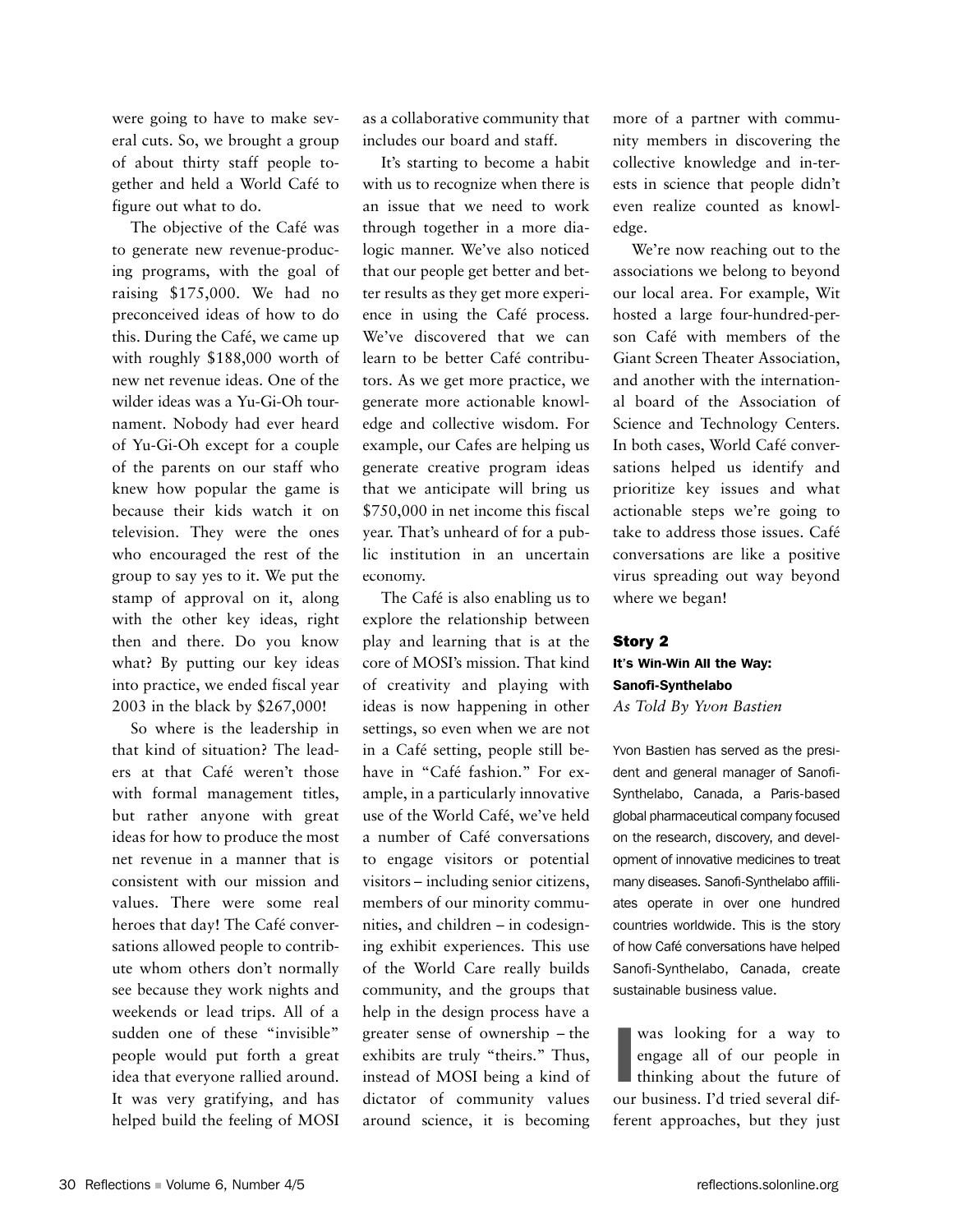were going to have to make several cuts. So, we brought a group of about thirty staff people together and held a World Café to figure out what to do.

The objective of the Café was to generate new revenue-producing programs, with the goal of raising $175,000. We had no preconceived ideas of how to do this. During the Café, we came up with roughly $188,000 worth of new net revenue ideas. One of the wilder ideas was a Yu-Gi-Oh tournament. Nobody had ever heard of Yu-Gi-Oh except for a couple of the parents on our staff who knew how popular the game is because their kids watch it on television. They were the ones who encouraged the rest of the group to say yes to it. We put the stamp of approval on it, along with the other key ideas, right then and there. Do you know what? By putting our key ideas into practice, we ended fiscal year 2003 in the black by $267,000!

So where is the leadership in that kind of situation? The leaders at that Café weren't those with formal management titles, but rather anyone with great ideas for how to produce the most net revenue in a manner that is consistent with our mission and values. There were some real heroes that day! The Café conversations allowed people to contribute whom others don't normally see because they work nights and weekends or lead trips. All of a sudden one of these "invisible" people would put forth a great idea that everyone rallied around. It was very gratifying, and has helped build the feeling of MOSI as a collaborative community that includes our board and staff.

It's starting to become a habit with us to recognize when there is an issue that we need to work through together in a more dialogic manner. We've also noticed that our people get better and better results as they get more experience in using the Café process. We've discovered that we can learn to be better Café contributors. As we get more practice, we generate more actionable knowledge and collective wisdom. For example, our Cafes are helping us generate creative program ideas that we anticipate will bring us $750,000 in net income this fiscal year. That's unheard of for a public institution in an uncertain economy.

The Café is also enabling us to explore the relationship between play and learning that is at the core of MOSI's mission. That kind of creativity and playing with ideas is now happening in other settings, so even when we are not in a Café setting, people still behave in "Café fashion." For example, in a particularly innovative use of the World Café, we've held a number of Café conversations to engage visitors or potential visitors – including senior citizens, members of our minority communities, and children – in codesigning exhibit experiences. This use of the World Care really builds community, and the groups that help in the design process have a greater sense of ownership – the exhibits are truly "theirs." Thus, instead of MOSI being a kind of dictator of community values around science, it is becoming more of a partner with community members in discovering the collective knowledge and interests in science that people didn't even realize counted as knowledge.

We're now reaching out to the associations we belong to beyond our local area. For example, Wit hosted a large four-hundred-person Café with members of the Giant Screen Theater Association, and another with the international board of the Association of Science and Technology Centers. In both cases, World Café conversations helped us identify and prioritize key issues and what actionable steps we're going to take to address those issues. Café conversations are like a positive virus spreading out way beyond where we began!

## Story 2

### It's Win-Win All the Way: Sanofi-Synthelabo

*As Told By Yvon Bastien*

Yvon Bastien has served as the president and general manager of Sanofi-Synthelabo, Canada, a Paris-based global pharmaceutical company focused on the research, discovery, and development of innovative medicines to treat many diseases. Sanofi-Synthelabo affiliates operate in over one hundred countries worldwide. This is the story of how Café conversations have helped Sanofi-Synthelabo, Canada, create sustainable business value.

I was looking for a way to engage all of our people in thinking about the future of our business. I'd tried several different approaches, but they just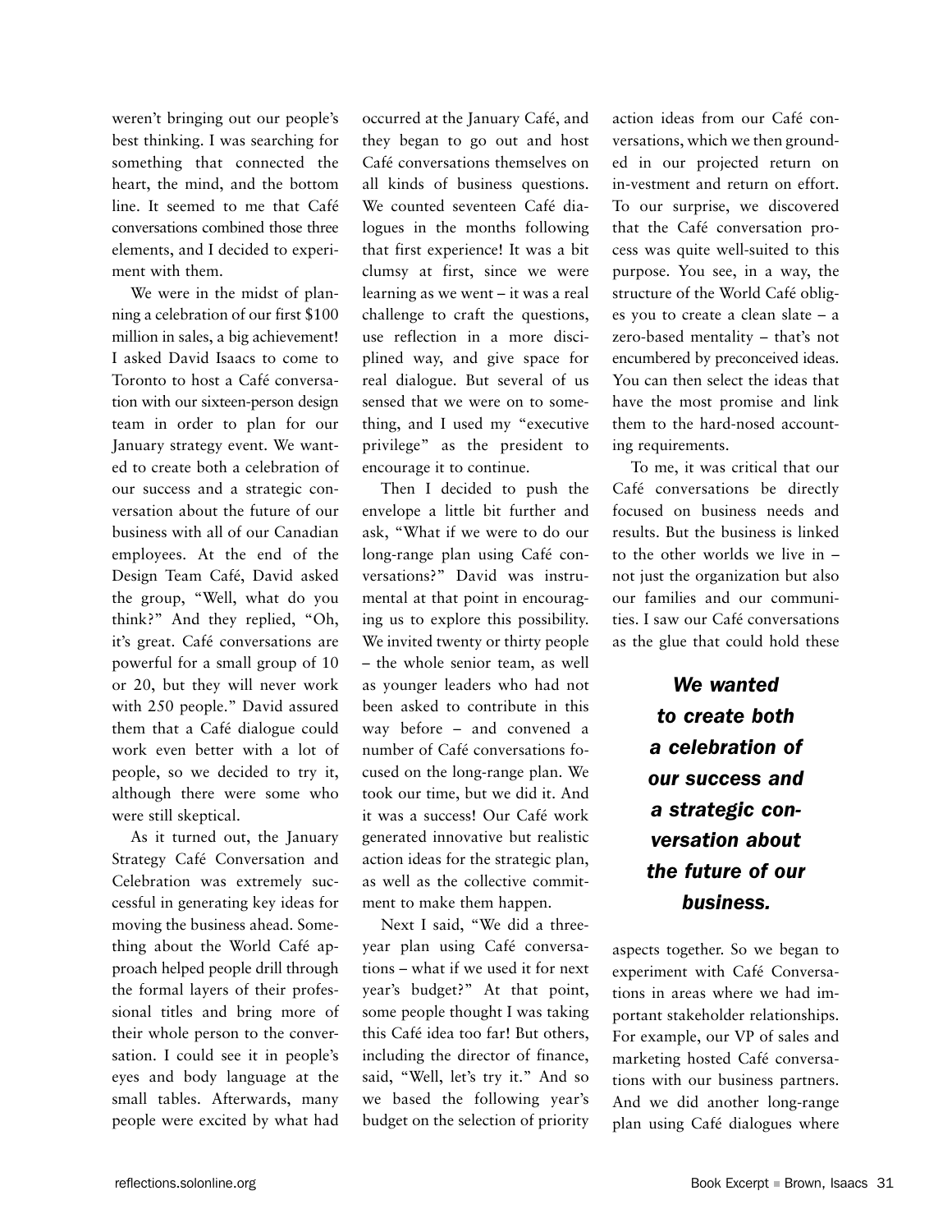weren't bringing out our people's best thinking. I was searching for something that connected the heart, the mind, and the bottom line. It seemed to me that Café conversations combined those three elements, and I decided to experiment with them.

We were in the midst of planning a celebration of our first $100 million in sales, a big achievement! I asked David Isaacs to come to Toronto to host a Café conversation with our sixteen-person design team in order to plan for our January strategy event. We wanted to create both a celebration of our success and a strategic conversation about the future of our business with all of our Canadian employees. At the end of the Design Team Café, David asked the group, "Well, what do you think?" And they replied, "Oh, it's great. Café conversations are powerful for a small group of 10 or 20, but they will never work with 250 people." David assured them that a Café dialogue could work even better with a lot of people, so we decided to try it, although there were some who were still skeptical.

As it turned out, the January Strategy Café Conversation and Celebration was extremely successful in generating key ideas for moving the business ahead. Something about the World Café approach helped people drill through the formal layers of their professional titles and bring more of their whole person to the conversation. I could see it in people's eyes and body language at the small tables. Afterwards, many people were excited by what had occurred at the January Café, and they began to go out and host Café conversations themselves on all kinds of business questions. We counted seventeen Café dialogues in the months following that first experience! It was a bit clumsy at first, since we were learning as we went – it was a real challenge to craft the questions, use reflection in a more disciplined way, and give space for real dialogue. But several of us sensed that we were on to something, and I used my "executive privilege" as the president to encourage it to continue.

Then I decided to push the envelope a little bit further and ask, "What if we were to do our long-range plan using Café conversations?" David was instrumental at that point in encouraging us to explore this possibility. We invited twenty or thirty people – the whole senior team, as well as younger leaders who had not been asked to contribute in this way before – and convened a number of Café conversations focused on the long-range plan. We took our time, but we did it. And it was a success! Our Café work generated innovative but realistic action ideas for the strategic plan, as well as the collective commitment to make them happen.

Next I said, "We did a three-year plan using Café conversations – what if we used it for next year's budget?" At that point, some people thought I was taking this Café idea too far! But others, including the director of finance, said, "Well, let's try it." And so we based the following year's budget on the selection of priority action ideas from our Café conversations, which we then grounded in our projected return on in-vestment and return on effort. To our surprise, we discovered that the Café conversation process was quite well-suited to this purpose. You see, in a way, the structure of the World Café obliges you to create a clean slate – a zero-based mentality – that's not encumbered by preconceived ideas. You can then select the ideas that have the most promise and link them to the hard-nosed accounting requirements.

To me, it was critical that our Café conversations be directly focused on business needs and results. But the business is linked to the other worlds we live in – not just the organization but also our families and our communities. I saw our Café conversations as the glue that could hold these aspects together. So we began to experiment with Café Conversations in areas where we had important stakeholder relationships. For example, our VP of sales and marketing hosted Café conversations with our business partners. And we did another long-range plan using Café dialogues where

> ***We wanted to create both a celebration of our success and a strategic conversation about the future of our business.***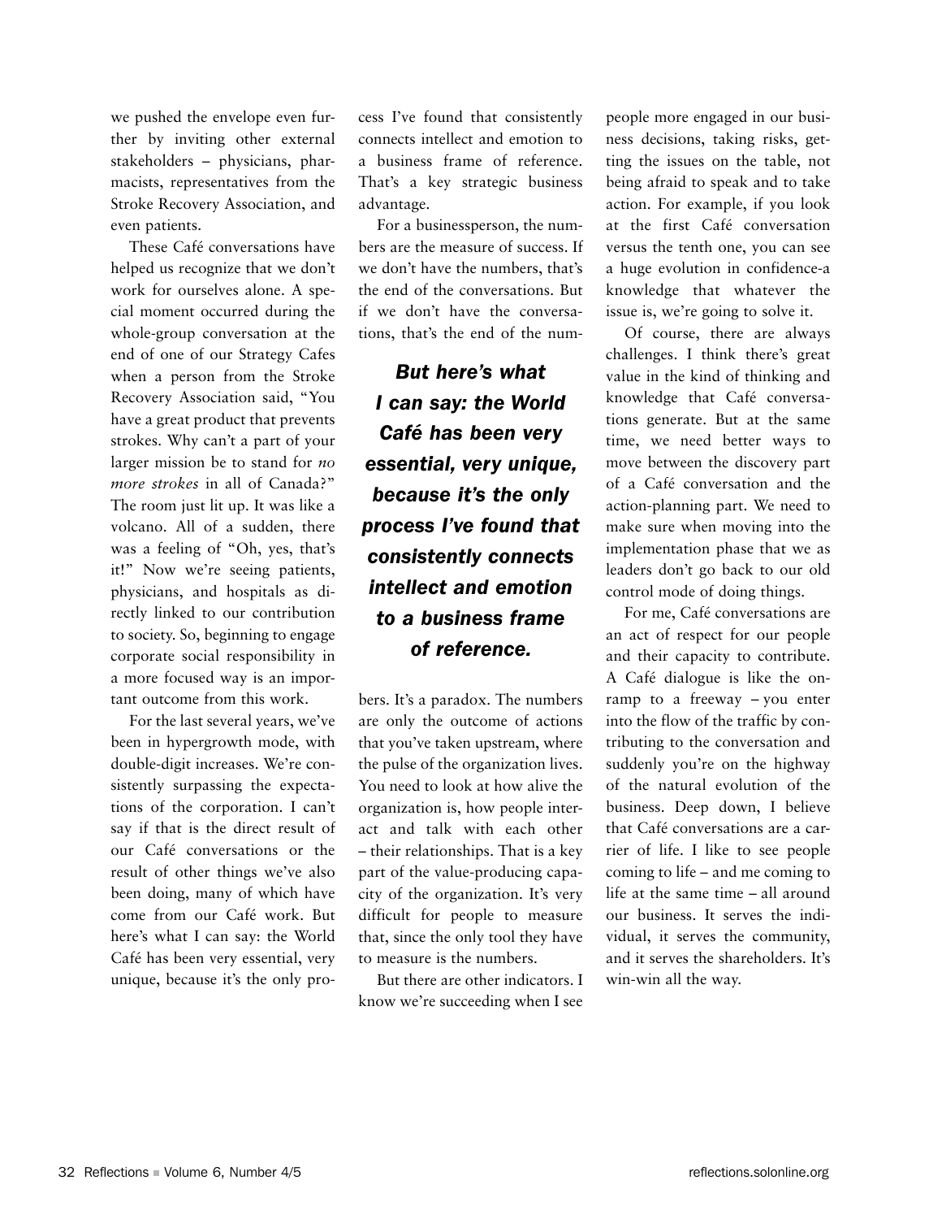we pushed the envelope even further by inviting other external stakeholders – physicians, pharmacists, representatives from the Stroke Recovery Association, and even patients.

These Café conversations have helped us recognize that we don't work for ourselves alone. A special moment occurred during the whole-group conversation at the end of one of our Strategy Cafes when a person from the Stroke Recovery Association said, "You have a great product that prevents strokes. Why can't a part of your larger mission be to stand for *no more strokes* in all of Canada?" The room just lit up. It was like a volcano. All of a sudden, there was a feeling of "Oh, yes, that's it!" Now we're seeing patients, physicians, and hospitals as directly linked to our contribution to society. So, beginning to engage corporate social responsibility in a more focused way is an important outcome from this work.

For the last several years, we've been in hypergrowth mode, with double-digit increases. We're consistently surpassing the expectations of the corporation. I can't say if that is the direct result of our Café conversations or the result of other things we've also been doing, many of which have come from our Café work. But here's what I can say: the World Café has been very essential, very unique, because it's the only process I've found that consistently connects intellect and emotion to a business frame of reference. That's a key strategic business advantage.

For a businessperson, the numbers are the measure of success. If we don't have the numbers, that's the end of the conversations. But if we don't have the conversations, that's the end of the numbers. It's a paradox. The numbers are only the outcome of actions that you've taken upstream, where the pulse of the organization lives. You need to look at how alive the organization is, how people interact and talk with each other – their relationships. That is a key part of the value-producing capacity of the organization. It's very difficult for people to measure that, since the only tool they have to measure is the numbers.

> ***But here's what I can say: the World Café has been very essential, very unique, because it's the only process I've found that consistently connects intellect and emotion to a business frame of reference.***

But there are other indicators. I know we're succeeding when I see people more engaged in our business decisions, taking risks, getting the issues on the table, not being afraid to speak and to take action. For example, if you look at the first Café conversation versus the tenth one, you can see a huge evolution in confidence-a knowledge that whatever the issue is, we're going to solve it.

Of course, there are always challenges. I think there's great value in the kind of thinking and knowledge that Café conversations generate. But at the same time, we need better ways to move between the discovery part of a Café conversation and the action-planning part. We need to make sure when moving into the implementation phase that we as leaders don't go back to our old control mode of doing things.

For me, Café conversations are an act of respect for our people and their capacity to contribute. A Café dialogue is like the on-ramp to a freeway – you enter into the flow of the traffic by contributing to the conversation and suddenly you're on the highway of the natural evolution of the business. Deep down, I believe that Café conversations are a carrier of life. I like to see people coming to life – and me coming to life at the same time – all around our business. It serves the individual, it serves the community, and it serves the shareholders. It's win-win all the way.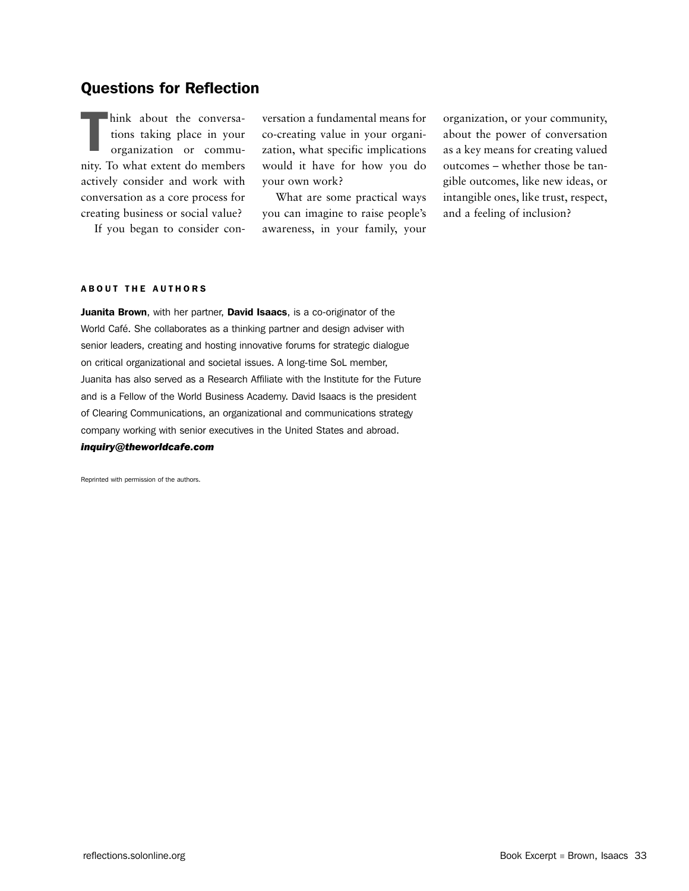## Questions for Reflection

Think about the conversations taking place in your organization or community. To what extent do members actively consider and work with conversation as a core process for creating business or social value?

If you began to consider conversation a fundamental means for co-creating value in your organization, what specific implications would it have for how you do your own work?

What are some practical ways you can imagine to raise people's awareness, in your family, your organization, or your community, about the power of conversation as a key means for creating valued outcomes – whether those be tangible outcomes, like new ideas, or intangible ones, like trust, respect, and a feeling of inclusion?

### ABOUT THE AUTHORS

**Juanita Brown**, with her partner, **David Isaacs**, is a co-originator of the World Café. She collaborates as a thinking partner and design adviser with senior leaders, creating and hosting innovative forums for strategic dialogue on critical organizational and societal issues. A long-time SoL member, Juanita has also served as a Research Affiliate with the Institute for the Future and is a Fellow of the World Business Academy. David Isaacs is the president of Clearing Communications, an organizational and communications strategy company working with senior executives in the United States and abroad.

***inquiry@theworldcafe.com***

Reprinted with permission of the authors.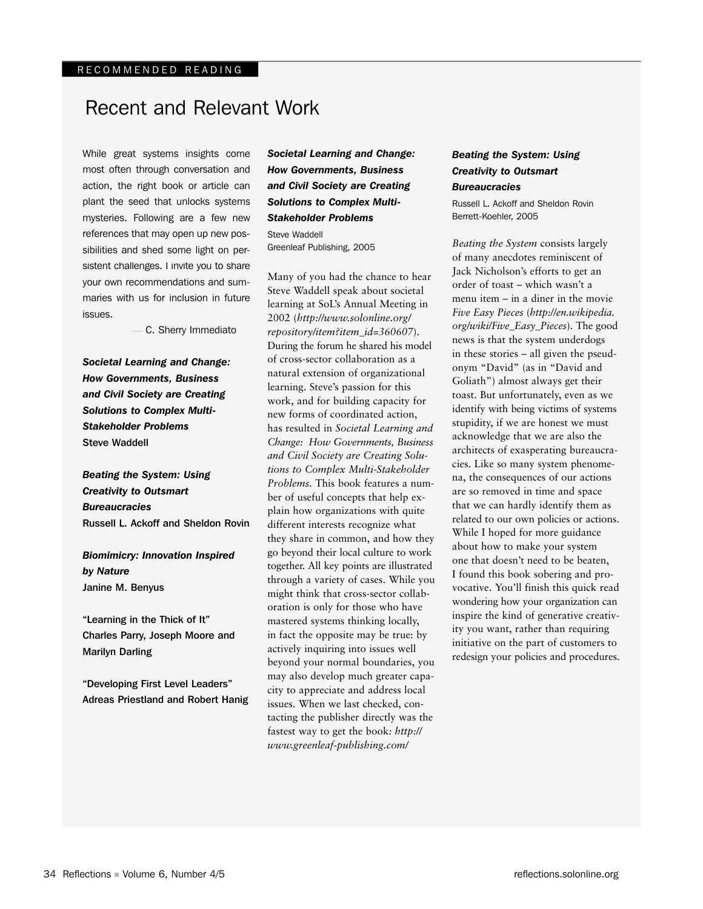RECOMMENDED READING

# Recent and Relevant Work

While great systems insights come most often through conversation and action, the right book or article can plant the seed that unlocks systems mysteries. Following are a few new references that may open up new possibilities and shed some light on persistent challenges. I invite you to share your own recommendations and summaries with us for inclusion in future issues.

— C. Sherry Immediato

***Societal Learning and Change: How Governments, Business and Civil Society are Creating Solutions to Complex Multi-Stakeholder Problems***
**Steve Waddell**

***Beating the System: Using Creativity to Outsmart Bureaucracies***
**Russell L. Ackoff and Sheldon Rovin**

***Biomimicry: Innovation Inspired by Nature***
**Janine M. Benyus**

**"Learning in the Thick of It"**
**Charles Parry, Joseph Moore and Marilyn Darling**

**"Developing First Level Leaders"**
**Adreas Priestland and Robert Hanig**

### *Societal Learning and Change: How Governments, Business and Civil Society are Creating Solutions to Complex Multi-Stakeholder Problems*

Steve Waddell
Greenleaf Publishing, 2005

Many of you had the chance to hear Steve Waddell speak about societal learning at SoL's Annual Meeting in 2002 (*http://www.solonline.org/repository/item?item_id=360607*). During the forum he shared his model of cross-sector collaboration as a natural extension of organizational learning. Steve's passion for this work, and for building capacity for new forms of coordinated action, has resulted in *Societal Learning and Change: How Governments, Business and Civil Society are Creating Solutions to Complex Multi-Stakeholder Problems*. This book features a number of useful concepts that help explain how organizations with quite different interests recognize what they share in common, and how they go beyond their local culture to work together. All key points are illustrated through a variety of cases. While you might think that cross-sector collaboration is only for those who have mastered systems thinking locally, in fact the opposite may be true: by actively inquiring into issues well beyond your normal boundaries, you may also develop much greater capacity to appreciate and address local issues. When we last checked, contacting the publisher directly was the fastest way to get the book*: http://www.greenleaf-publishing.com/*

### *Beating the System: Using Creativity to Outsmart Bureaucracies*

Russell L. Ackoff and Sheldon Rovin
Berrett-Koehler, 2005

*Beating the System* consists largely of many anecdotes reminiscent of Jack Nicholson's efforts to get an order of toast – which wasn't a menu item – in a diner in the movie *Five Easy Pieces* (*http://en.wikipedia.org/wiki/Five_Easy_Pieces*). The good news is that the system underdogs in these stories – all given the pseudonym "David" (as in "David and Goliath") almost always get their toast. But unfortunately, even as we identify with being victims of systems stupidity, if we are honest we must acknowledge that we are also the architects of exasperating bureaucracies. Like so many system phenomena, the consequences of our actions are so removed in time and space that we can hardly identify them as related to our own policies or actions. While I hoped for more guidance about how to make your system one that doesn't need to be beaten, I found this book sobering and provocative. You'll finish this quick read wondering how your organization can inspire the kind of generative creativity you want, rather than requiring initiative on the part of customers to redesign your policies and procedures.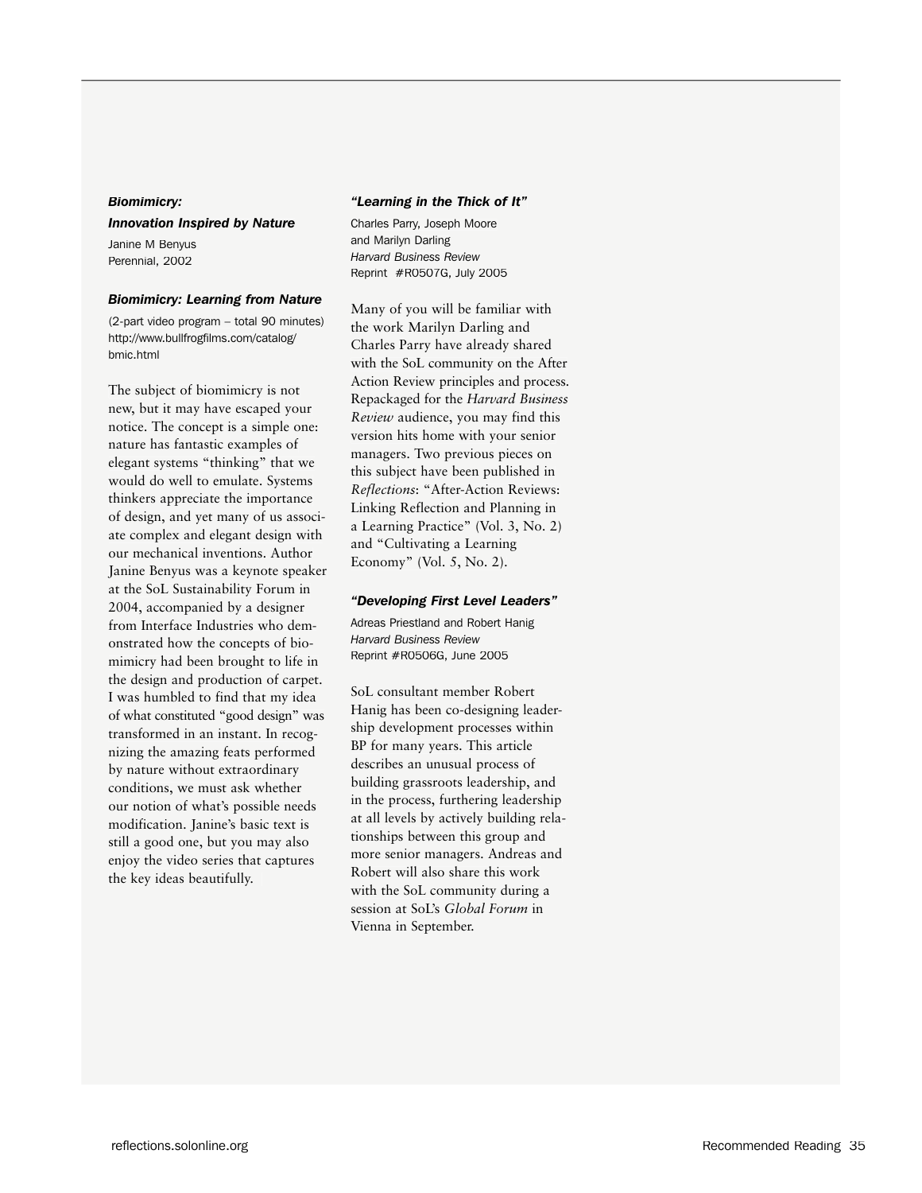***Biomimicry: Innovation Inspired by Nature***

Janine M Benyus
Perennial, 2002

***Biomimicry: Learning from Nature***

(2-part video program – total 90 minutes)
http://www.bullfrogfilms.com/catalog/bmic.html

The subject of biomimicry is not new, but it may have escaped your notice. The concept is a simple one: nature has fantastic examples of elegant systems "thinking" that we would do well to emulate. Systems thinkers appreciate the importance of design, and yet many of us associate complex and elegant design with our mechanical inventions. Author Janine Benyus was a keynote speaker at the SoL Sustainability Forum in 2004, accompanied by a designer from Interface Industries who demonstrated how the concepts of biomimicry had been brought to life in the design and production of carpet. I was humbled to find that my idea of what constituted "good design" was transformed in an instant. In recognizing the amazing feats performed by nature without extraordinary conditions, we must ask whether our notion of what's possible needs modification. Janine's basic text is still a good one, but you may also enjoy the video series that captures the key ideas beautifully.

***"Learning in the Thick of It"***

Charles Parry, Joseph Moore and Marilyn Darling
*Harvard Business Review*
Reprint #R0507G, July 2005

Many of you will be familiar with the work Marilyn Darling and Charles Parry have already shared with the SoL community on the After Action Review principles and process. Repackaged for the *Harvard Business Review* audience, you may find this version hits home with your senior managers. Two previous pieces on this subject have been published in *Reflections*: "After-Action Reviews: Linking Reflection and Planning in a Learning Practice" (Vol. 3, No. 2) and "Cultivating a Learning Economy" (Vol. 5, No. 2).

***"Developing First Level Leaders"***

Adreas Priestland and Robert Hanig
*Harvard Business Review*
Reprint #R0506G, June 2005

SoL consultant member Robert Hanig has been co-designing leadership development processes within BP for many years. This article describes an unusual process of building grassroots leadership, and in the process, furthering leadership at all levels by actively building relationships between this group and more senior managers. Andreas and Robert will also share this work with the SoL community during a session at SoL's *Global Forum* in Vienna in September.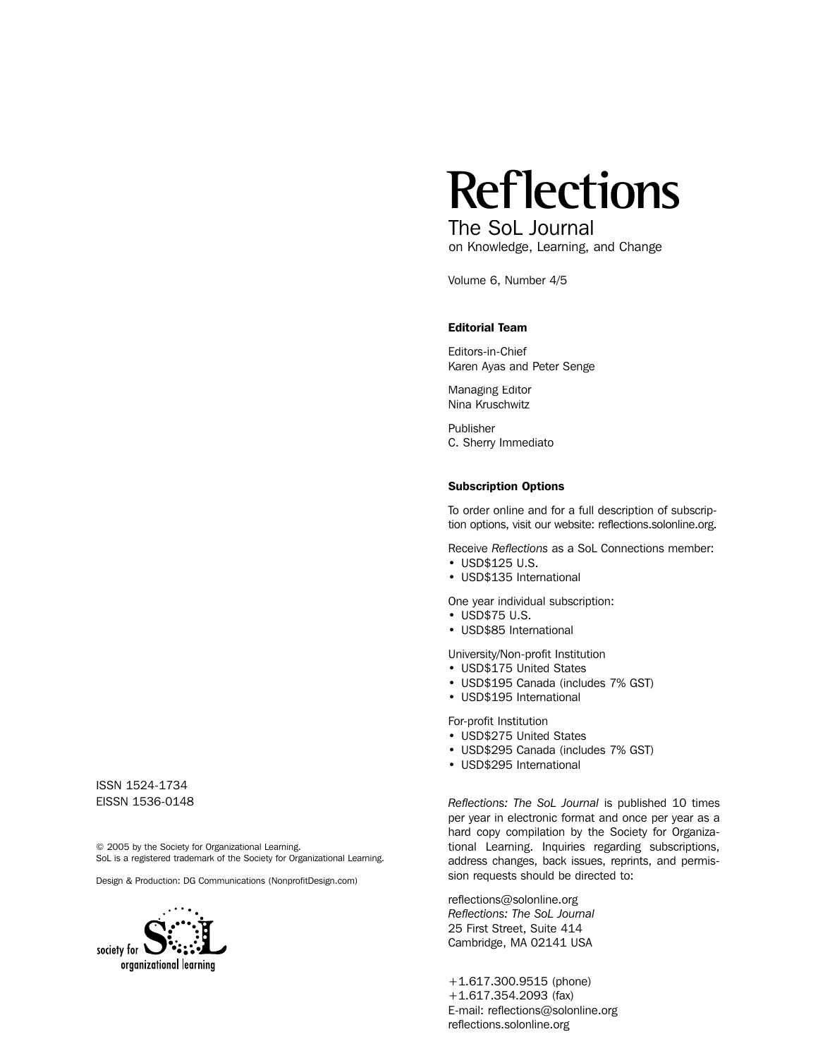# Reflections

## The SoL Journal

on Knowledge, Learning, and Change

Volume 6, Number 4/5

**Editorial Team**

Editors-in-Chief
Karen Ayas and Peter Senge

Managing Editor
Nina Kruschwitz

Publisher
C. Sherry Immediato

**Subscription Options**

To order online and for a full description of subscription options, visit our website: reflections.solonline.org.

Receive *Reflections* as a SoL Connections member:
- USD$125 U.S.
- USD$135 International

One year individual subscription:
- USD$75 U.S.
- USD$85 International

University/Non-profit Institution
- USD$175 United States
- USD$195 Canada (includes 7% GST)
- USD$195 International

For-profit Institution
- USD$275 United States
- USD$295 Canada (includes 7% GST)
- USD$295 International

*Reflections: The SoL Journal* is published 10 times per year in electronic format and once per year as a hard copy compilation by the Society for Organizational Learning. Inquiries regarding subscriptions, address changes, back issues, reprints, and permission requests should be directed to:

reflections@solonline.org
*Reflections: The SoL Journal*
25 First Street, Suite 414
Cambridge, MA 02141 USA

+1.617.300.9515 (phone)
+1.617.354.2093 (fax)
E-mail: reflections@solonline.org
reflections.solonline.org

ISSN 1524-1734
EISSN 1536-0148

© 2005 by the Society for Organizational Learning.
SoL is a registered trademark of the Society for Organizational Learning.

Design & Production: DG Communications (NonprofitDesign.com)

society for SoL organizational learning